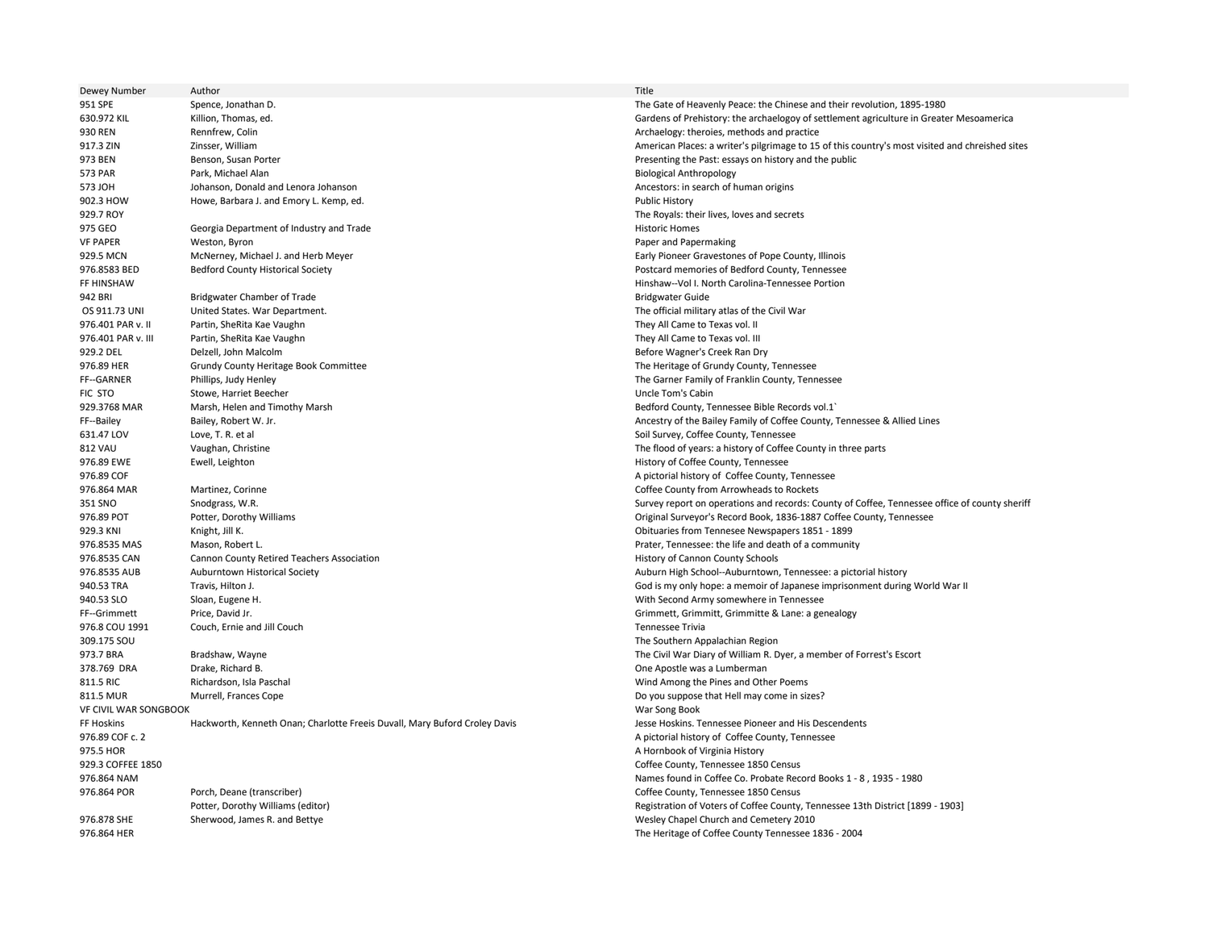| Dewey Number | Author | Title |
|---|---|---|
| 951 SPE | Spence, Jonathan D. | The Gate of Heavenly Peace: the Chinese and their revolution, 1895-1980 |
| 630.972 KIL | Killion, Thomas, ed. | Gardens of Prehistory: the archaelogoy of settlement agriculture in Greater Mesoamerica |
| 930 REN | Rennfrew, Colin | Archaelogy: theroies, methods and practice |
| 917.3 ZIN | Zinsser, William | American Places: a writer's pilgrimage to 15 of this country's most visited and chreished sites |
| 973 BEN | Benson, Susan Porter | Presenting the Past: essays on history and the public |
| 573 PAR | Park, Michael Alan | Biological Anthropology |
| 573 JOH | Johanson, Donald and Lenora Johanson | Ancestors: in search of human origins |
| 902.3 HOW | Howe, Barbara J. and Emory L. Kemp, ed. | Public History |
| 929.7 ROY | | The Royals: their lives, loves and secrets |
| 975 GEO | Georgia Department of Industry and Trade | Historic Homes |
| VF PAPER | Weston, Byron | Paper and Papermaking |
| 929.5 MCN | McNerney, Michael J. and Herb Meyer | Early Pioneer Gravestones of Pope County, Illinois |
| 976.8583 BED | Bedford County Historical Society | Postcard memories of Bedford County, Tennessee |
| FF HINSHAW | | Hinshaw--Vol I. North Carolina-Tennessee Portion |
| 942 BRI | Bridgwater Chamber of Trade | Bridgwater Guide |
| OS 911.73 UNI | United States. War Department. | The official military atlas of the Civil War |
| 976.401 PAR v. II | Partin, SheRita Kae Vaughn | They All Came to Texas vol. II |
| 976.401 PAR v. III | Partin, SheRita Kae Vaughn | They All Came to Texas vol. III |
| 929.2 DEL | Delzell, John Malcolm | Before Wagner's Creek Ran Dry |
| 976.89 HER | Grundy County Heritage Book Committee | The Heritage of Grundy County, Tennessee |
| FF--GARNER | Phillips, Judy Henley | The Garner Family of Franklin County, Tennessee |
| FIC STO | Stowe, Harriet Beecher | Uncle Tom's Cabin |
| 929.3768 MAR | Marsh, Helen and Timothy Marsh | Bedford County, Tennessee Bible Records vol.1` |
| FF--Bailey | Bailey, Robert W. Jr. | Ancestry of the Bailey Family of Coffee County, Tennessee & Allied Lines |
| 631.47 LOV | Love, T. R. et al | Soil Survey, Coffee County, Tennessee |
| 812 VAU | Vaughan, Christine | The flood of years: a history of Coffee County in three parts |
| 976.89 EWE | Ewell, Leighton | History of Coffee County, Tennessee |
| 976.89 COF | | A pictorial history of Coffee County, Tennessee |
| 976.864 MAR | Martinez, Corinne | Coffee County from Arrowheads to Rockets |
| 351 SNO | Snodgrass, W.R. | Survey report on operations and records: County of Coffee, Tennessee office of county sheriff |
| 976.89 POT | Potter, Dorothy Williams | Original Surveyor's Record Book, 1836-1887 Coffee County, Tennessee |
| 929.3 KNI | Knight, Jill K. | Obituaries from Tenessee Newspapers 1851 - 1899 |
| 976.8535 MAS | Mason, Robert L. | Prater, Tennessee: the life and death of a community |
| 976.8535 CAN | Cannon County Retired Teachers Association | History of Cannon County Schools |
| 976.8535 AUB | Auburntown Historical Society | Auburn High School--Auburntown, Tennessee: a pictorial history |
| 940.53 TRA | Travis, Hilton J. | God is my only hope: a memoir of Japanese imprisonment during World War II |
| 940.53 SLO | Sloan, Eugene H. | With Second Army somewhere in Tennessee |
| FF--Grimmett | Price, David Jr. | Grimmett, Grimmitt, Grimmitte & Lane: a genealogy |
| 976.8 COU 1991 | Couch, Ernie and Jill Couch | Tennessee Trivia |
| 309.175 SOU | | The Southern Appalachian Region |
| 973.7 BRA | Bradshaw, Wayne | The Civil War Diary of William R. Dyer, a member of Forrest's Escort |
| 378.769 DRA | Drake, Richard B. | One Apostle was a Lumberman |
| 811.5 RIC | Richardson, Isla Paschal | Wind Among the Pines and Other Poems |
| 811.5 MUR | Murrell, Frances Cope | Do you suppose that Hell may come in sizes? |
| VF CIVIL WAR SONGBOOK | | War Song Book |
| FF Hoskins | Hackworth, Kenneth Onan; Charlotte Freeis Duvall, Mary Buford Croley Davis | Jesse Hoskins. Tennessee Pioneer and His Descendents |
| 976.89 COF c. 2 | | A pictorial history of Coffee County, Tennessee |
| 975.5 HOR | | A Hornbook of Virginia History |
| 929.3 COFFEE 1850 | | Coffee County, Tennessee 1850 Census |
| 976.864 NAM | | Names found in Coffee Co. Probate Record Books 1 - 8 , 1935 - 1980 |
| 976.864 POR | Porch, Deane (transcriber) | Coffee County, Tennessee 1850 Census |
| | Potter, Dorothy Williams (editor) | Registration of Voters of Coffee County, Tennessee 13th District [1899 - 1903] |
| 976.878 SHE | Sherwood, James R. and Bettye | Wesley Chapel Church and Cemetery 2010 |
| 976.864 HER | | The Heritage of Coffee County Tennessee 1836 - 2004 |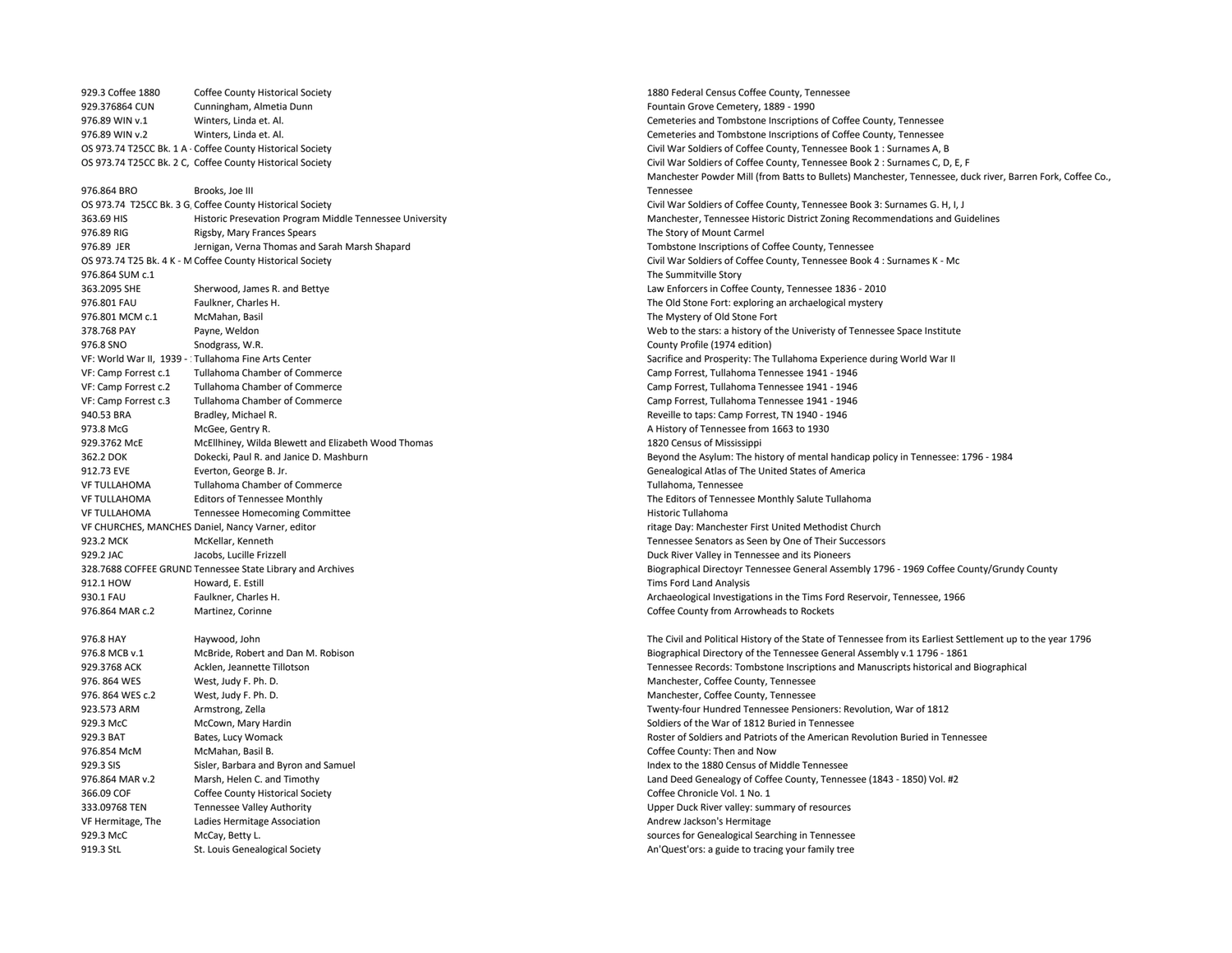| | | |
|---|---|---|
| 929.3 Coffee 1880 | Coffee County Historical Society | 1880 Federal Census Coffee County, Tennessee |
| 929.376864 CUN | Cunningham, Almetia Dunn | Fountain Grove Cemetery, 1889 - 1990 |
| 976.89 WIN v.1 | Winters, Linda et. Al. | Cemeteries and Tombstone Inscriptions of Coffee County, Tennessee |
| 976.89 WIN v.2 | Winters, Linda et. Al. | Cemeteries and Tombstone Inscriptions of Coffee County, Tennessee |
| OS 973.74 T25CC Bk. 1 A · | Coffee County Historical Society | Civil War Soldiers of Coffee County, Tennessee Book 1 : Surnames A, B |
| OS 973.74 T25CC Bk. 2 C, | Coffee County Historical Society | Civil War Soldiers of Coffee County, Tennessee Book 2 : Surnames C, D, E, F |
| 976.864 BRO | Brooks, Joe III | Manchester Powder Mill (from Batts to Bullets) Manchester, Tennessee, duck river, Barren Fork, Coffee Co., Tennessee |
| OS 973.74 T25CC Bk. 3 G, | Coffee County Historical Society | Civil War Soldiers of Coffee County, Tennessee Book 3: Surnames G. H, I, J |
| 363.69 HIS | Historic Presevation Program Middle Tennessee University | Manchester, Tennessee Historic District Zoning Recommendations and Guidelines |
| 976.89 RIG | Rigsby, Mary Frances Spears | The Story of Mount Carmel |
| 976.89 JER | Jernigan, Verna Thomas and Sarah Marsh Shapard | Tombstone Inscriptions of Coffee County, Tennessee |
| OS 973.74 T25 Bk. 4 K - M | Coffee County Historical Society | Civil War Soldiers of Coffee County, Tennessee Book 4 : Surnames K - Mc |
| 976.864 SUM c.1 | | The Summitville Story |
| 363.2095 SHE | Sherwood, James R. and Bettye | Law Enforcers in Coffee County, Tennessee 1836 - 2010 |
| 976.801 FAU | Faulkner, Charles H. | The Old Stone Fort: exploring an archaeological mystery |
| 976.801 MCM c.1 | McMahan, Basil | The Mystery of Old Stone Fort |
| 378.768 PAY | Payne, Weldon | Web to the stars: a history of the Univeristy of Tennessee Space Institute |
| 976.8 SNO | Snodgrass, W.R. | County Profile (1974 edition) |
| VF: World War II, 1939 - : | Tullahoma Fine Arts Center | Sacrifice and Prosperity: The Tullahoma Experience during World War II |
| VF: Camp Forrest c.1 | Tullahoma Chamber of Commerce | Camp Forrest, Tullahoma Tennessee 1941 - 1946 |
| VF: Camp Forrest c.2 | Tullahoma Chamber of Commerce | Camp Forrest, Tullahoma Tennessee 1941 - 1946 |
| VF: Camp Forrest c.3 | Tullahoma Chamber of Commerce | Camp Forrest, Tullahoma Tennessee 1941 - 1946 |
| 940.53 BRA | Bradley, Michael R. | Reveille to taps: Camp Forrest, TN 1940 - 1946 |
| 973.8 McG | McGee, Gentry R. | A History of Tennessee from 1663 to 1930 |
| 929.3762 McE | McEllhiney, Wilda Blewett and Elizabeth Wood Thomas | 1820 Census of Mississippi |
| 362.2 DOK | Dokecki, Paul R. and Janice D. Mashburn | Beyond the Asylum: The history of mental handicap policy in Tennessee: 1796 - 1984 |
| 912.73 EVE | Everton, George B. Jr. | Genealogical Atlas of The United States of America |
| VF TULLAHOMA | Tullahoma Chamber of Commerce | Tullahoma, Tennessee |
| VF TULLAHOMA | Editors of Tennessee Monthly | The Editors of Tennessee Monthly Salute Tullahoma |
| VF TULLAHOMA | Tennessee Homecoming Committee | Historic Tullahoma |
| VF CHURCHES, MANCHES | Daniel, Nancy Varner, editor | ritage Day: Manchester First United Methodist Church |
| 923.2 MCK | McKellar, Kenneth | Tennessee Senators as Seen by One of Their Successors |
| 929.2 JAC | Jacobs, Lucille Frizzell | Duck River Valley in Tennessee and its Pioneers |
| 328.7688 COFFEE GRUND | Tennessee State Library and Archives | Biographical Directoyr Tennessee General Assembly 1796 - 1969 Coffee County/Grundy County |
| 912.1 HOW | Howard, E. Estill | Tims Ford Land Analysis |
| 930.1 FAU | Faulkner, Charles H. | Archaeological Investigations in the Tims Ford Reservoir, Tennessee, 1966 |
| 976.864 MAR c.2 | Martinez, Corinne | Coffee County from Arrowheads to Rockets |
| 976.8 HAY | Haywood, John | The Civil and Political History of the State of Tennessee from its Earliest Settlement up to the year 1796 |
| 976.8 MCB v.1 | McBride, Robert and Dan M. Robison | Biographical Directory of the Tennessee General Assembly v.1 1796 - 1861 |
| 929.3768 ACK | Acklen, Jeannette Tillotson | Tennessee Records: Tombstone Inscriptions and Manuscripts historical and Biographical |
| 976. 864 WES | West, Judy F. Ph. D. | Manchester, Coffee County, Tennessee |
| 976. 864 WES c.2 | West, Judy F. Ph. D. | Manchester, Coffee County, Tennessee |
| 923.573 ARM | Armstrong, Zella | Twenty-four Hundred Tennessee Pensioners: Revolution, War of 1812 |
| 929.3 McC | McCown, Mary Hardin | Soldiers of the War of 1812 Buried in Tennessee |
| 929.3 BAT | Bates, Lucy Womack | Roster of Soldiers and Patriots of the American Revolution Buried in Tennessee |
| 976.854 McM | McMahan, Basil B. | Coffee County: Then and Now |
| 929.3 SIS | Sisler, Barbara and Byron and Samuel | Index to the 1880 Census of Middle Tennessee |
| 976.864 MAR v.2 | Marsh, Helen C. and Timothy | Land Deed Genealogy of Coffee County, Tennessee (1843 - 1850) Vol. #2 |
| 366.09 COF | Coffee County Historical Society | Coffee Chronicle Vol. 1 No. 1 |
| 333.09768 TEN | Tennessee Valley Authority | Upper Duck River valley: summary of resources |
| VF Hermitage, The | Ladies Hermitage Association | Andrew Jackson's Hermitage |
| 929.3 McC | McCay, Betty L. | sources for Genealogical Searching in Tennessee |
| 919.3 StL | St. Louis Genealogical Society | An'Quest'ors: a guide to tracing your family tree |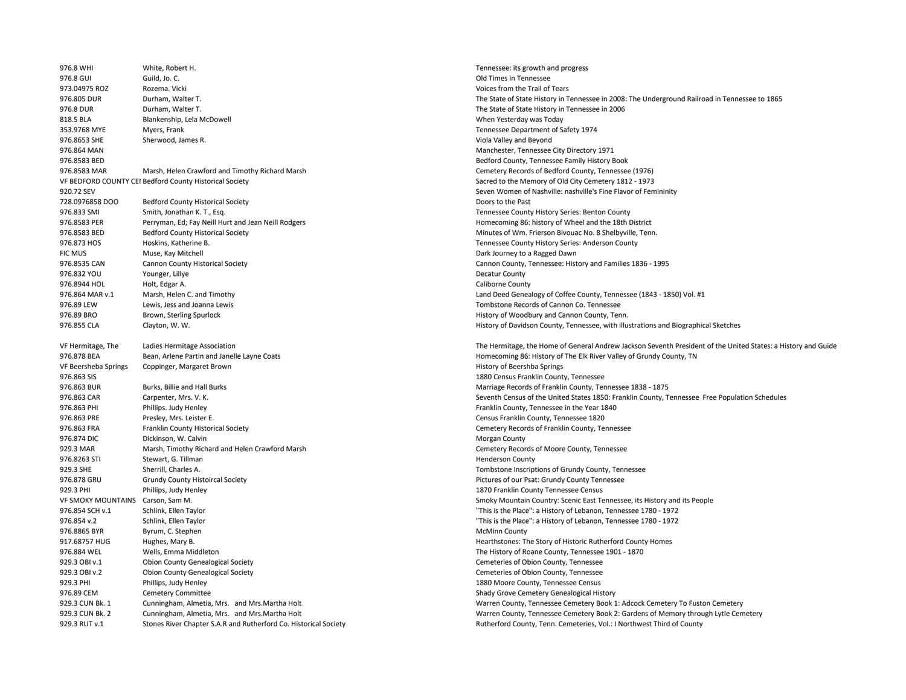| | | |
|---|---|---|
| 976.8 WHI | White, Robert H. | Tennessee: its growth and progress |
| 976.8 GUI | Guild, Jo. C. | Old Times in Tennessee |
| 973.04975 ROZ | Rozema. Vicki | Voices from the Trail of Tears |
| 976.805 DUR | Durham, Walter T. | The State of State History in Tennessee in 2008: The Underground Railroad in Tennessee to 1865 |
| 976.8 DUR | Durham, Walter T. | The State of State History in Tennessee in 2006 |
| 818.5 BLA | Blankenship, Lela McDowell | When Yesterday was Today |
| 353.9768 MYE | Myers, Frank | Tennessee Department of Safety 1974 |
| 976.8653 SHE | Sherwood, James R. | Viola Valley and Beyond |
| 976.864 MAN | | Manchester, Tennessee City Directory 1971 |
| 976.8583 BED | | Bedford County, Tennessee Family History Book |
| 976.8583 MAR | Marsh, Helen Crawford and Timothy Richard Marsh | Cemetery Records of Bedford County, Tennessee (1976) |
| VF BEDFORD COUNTY CEI | Bedford County Historical Society | Sacred to the Memory of Old City Cemetery 1812 - 1973 |
| 920.72 SEV | | Seven Women of Nashville: nashville's Fine Flavor of Femininity |
| 728.0976858 DOO | Bedford County Historical Society | Doors to the Past |
| 976.833 SMI | Smith, Jonathan K. T., Esq. | Tennessee County History Series: Benton County |
| 976.8583 PER | Perryman, Ed; Fay Neill Hurt and Jean Neill Rodgers | Homecoming 86: history of Wheel and the 18th District |
| 976.8583 BED | Bedford County Historical Society | Minutes of Wm. Frierson Bivouac No. 8 Shelbyville, Tenn. |
| 976.873 HOS | Hoskins, Katherine B. | Tennessee County History Series: Anderson County |
| FIC MUS | Muse, Kay Mitchell | Dark Journey to a Ragged Dawn |
| 976.8535 CAN | Cannon County Historical Society | Cannon County, Tennessee: History and Families 1836 - 1995 |
| 976.832 YOU | Younger, Lillye | Decatur County |
| 976.8944 HOL | Holt, Edgar A. | Caliborne County |
| 976.864 MAR v.1 | Marsh, Helen C. and Timothy | Land Deed Genealogy of Coffee County, Tennessee (1843 - 1850) Vol. #1 |
| 976.89 LEW | Lewis, Jess and Joanna Lewis | Tombstone Records of Cannon Co. Tennessee |
| 976.89 BRO | Brown, Sterling Spurlock | History of Woodbury and Cannon County, Tenn. |
| 976.855 CLA | Clayton, W. W. | History of Davidson County, Tennessee, with illustrations and Biographical Sketches |
| | | |
| VF Hermitage, The | Ladies Hermitage Association | The Hermitage, the Home of General Andrew Jackson Seventh President of the United States: a History and Guide |
| 976.878 BEA | Bean, Arlene Partin and Janelle Layne Coats | Homecoming 86: History of The Elk River Valley of Grundy County, TN |
| VF Beersheba Springs | Coppinger, Margaret Brown | History of Beershba Springs |
| 976.863 SIS | | 1880 Census Franklin County, Tennessee |
| 976.863 BUR | Burks, Billie and Hall Burks | Marriage Records of Franklin County, Tennessee 1838 - 1875 |
| 976.863 CAR | Carpenter, Mrs. V. K. | Seventh Census of the United States 1850: Franklin County, Tennessee Free Population Schedules |
| 976.863 PHI | Phillips. Judy Henley | Franklin County, Tennessee in the Year 1840 |
| 976.863 PRE | Presley, Mrs. Leister E. | Census Franklin County, Tennessee 1820 |
| 976.863 FRA | Franklin County Historical Society | Cemetery Records of Franklin County, Tennessee |
| 976.874 DIC | Dickinson, W. Calvin | Morgan County |
| 929.3 MAR | Marsh, Timothy Richard and Helen Crawford Marsh | Cemetery Records of Moore County, Tennessee |
| 976.8263 STI | Stewart, G. Tillman | Henderson County |
| 929.3 SHE | Sherrill, Charles A. | Tombstone Inscriptions of Grundy County, Tennessee |
| 976.878 GRU | Grundy County Histoircal Society | Pictures of our Psat: Grundy County Tennessee |
| 929.3 PHI | Phillips, Judy Henley | 1870 Franklin County Tennessee Census |
| VF SMOKY MOUNTAINS | Carson, Sam M. | Smoky Mountain Country: Scenic East Tennessee, its History and its People |
| 976.854 SCH v.1 | Schlink, Ellen Taylor | "This is the Place": a History of Lebanon, Tennessee 1780 - 1972 |
| 976.854 v.2 | Schlink, Ellen Taylor | "This is the Place": a History of Lebanon, Tennessee 1780 - 1972 |
| 976.8865 BYR | Byrum, C. Stephen | McMinn County |
| 917.68757 HUG | Hughes, Mary B. | Hearthstones: The Story of Historic Rutherford County Homes |
| 976.884 WEL | Wells, Emma Middleton | The History of Roane County, Tennessee 1901 - 1870 |
| 929.3 OBI v.1 | Obion County Genealogical Society | Cemeteries of Obion County, Tennessee |
| 929.3 OBI v.2 | Obion County Genealogical Society | Cemeteries of Obion County, Tennessee |
| 929.3 PHI | Phillips, Judy Henley | 1880 Moore County, Tennessee Census |
| 976.89 CEM | Cemetery Committee | Shady Grove Cemetery Genealogical History |
| 929.3 CUN Bk. 1 | Cunningham, Almetia, Mrs. and Mrs.Martha Holt | Warren County, Tennessee Cemetery Book 1: Adcock Cemetery To Fuston Cemetery |
| 929.3 CUN Bk. 2 | Cunningham, Almetia, Mrs. and Mrs.Martha Holt | Warren County, Tennessee Cemetery Book 2: Gardens of Memory through Lytle Cemetery |
| 929.3 RUT v.1 | Stones River Chapter S.A.R and Rutherford Co. Historical Society | Rutherford County, Tenn. Cemeteries, Vol.: I Northwest Third of County |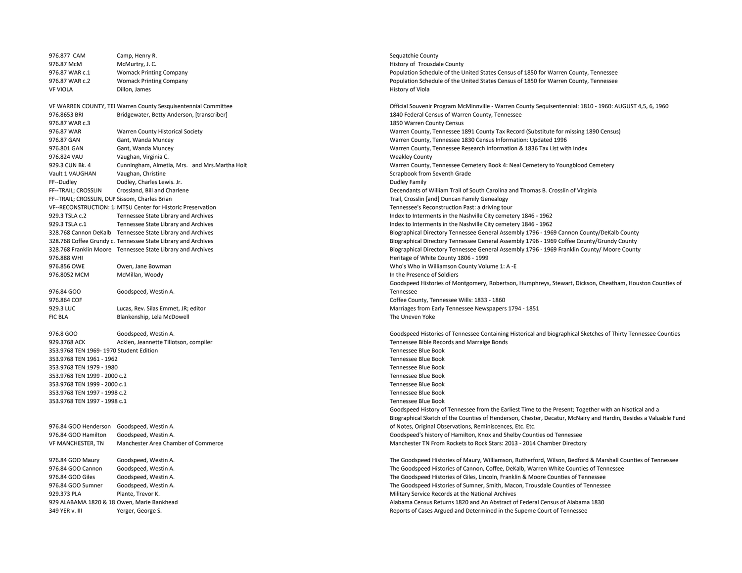| | | |
|---|---|---|
| 976.877 CAM | Camp, Henry R. | Sequatchie County |
| 976.87 McM | McMurtry, J. C. | History of Trousdale County |
| 976.87 WAR c.1 | Womack Printing Company | Population Schedule of the United States Census of 1850 for Warren County, Tennessee |
| 976.87 WAR c.2 | Womack Printing Company | Population Schedule of the United States Census of 1850 for Warren County, Tennessee |
| VF VIOLA | Dillon, James | History of Viola |
| VF WARREN COUNTY, TEI | Warren County Sesquisentennial Committee | Official Souvenir Program McMinnville - Warren County Sequisentennial: 1810 - 1960: AUGUST 4,5, 6, 1960 |
| 976.8653 BRI | Bridgewater, Betty Anderson, [transcriber] | 1840 Federal Census of Warren County, Tennessee |
| 976.87 WAR c.3 | | 1850 Warren County Census |
| 976.87 WAR | Warren County Historical Society | Warren County, Tennessee 1891 County Tax Record (Substitute for missing 1890 Census) |
| 976.87 GAN | Gant, Wanda Muncey | Warren County, Tennessee 1830 Census Information: Updated 1996 |
| 976.801 GAN | Gant, Wanda Muncey | Warren County, Tennessee Research Information & 1836 Tax List with Index |
| 976.824 VAU | Vaughan, Virginia C. | Weakley County |
| 929.3 CUN Bk. 4 | Cunningham, Almetia, Mrs. and Mrs.Martha Holt | Warren County, Tennessee Cemetery Book 4: Neal Cemetery to Youngblood Cemetery |
| Vault 1 VAUGHAN | Vaughan, Christine | Scrapbook from Seventh Grade |
| FF--Dudley | Dudley, Charles Lewis. Jr. | Dudley Family |
| FF--TRAIL; CROSSLIN | Crossland, Bill and Charlene | Decendants of William Trail of South Carolina and Thomas B. Crosslin of Virginia |
| FF--TRAIL; CROSSLIN, DUI | Sissom, Charles Brian | Trail, Crosslin [and] Duncan Family Genealogy |
| VF--RECONSTRUCTION: 1 | MTSU Center for Historic Preservation | Tennessee's Reconstruction Past: a driving tour |
| 929.3 TSLA c.2 | Tennessee State Library and Archives | Index to Interments in the Nashville City cemetery 1846 - 1962 |
| 929.3 TSLA c.1 | Tennessee State Library and Archives | Index to Interments in the Nashville City cemetery 1846 - 1962 |
| 328.768 Cannon DeKalb | Tennessee State Library and Archives | Biographical Directory Tennessee General Assembly 1796 - 1969 Cannon County/DeKalb County |
| 328.768 Coffee Grundy c. | Tennessee State Library and Archives | Biographical Directory Tennessee General Assembly 1796 - 1969 Coffee County/Grundy County |
| 328.768 Franklin Moore | Tennessee State Library and Archives | Biographical Directory Tennessee General Assembly 1796 - 1969 Franklin County/ Moore County |
| 976.888 WHI | | Heritage of White County 1806 - 1999 |
| 976.856 OWE | Owen, Jane Bowman | Who's Who in Williamson County Volume 1: A -E |
| 976.8052 MCM | McMillan, Woody | In the Presence of Soldiers |
| 976.84 GOO | Goodspeed, Westin A. | Goodspeed Histories of Montgomery, Robertson, Humphreys, Stewart, Dickson, Cheatham, Houston Counties of Tennessee |
| 976.864 COF | | Coffee County, Tennessee Wills: 1833 - 1860 |
| 929.3 LUC | Lucas, Rev. Silas Emmet, JR; editor | Marriages from Early Tennessee Newspapers 1794 - 1851 |
| FIC BLA | Blankenship, Lela McDowell | The Uneven Yoke |
| 976.8 GOO | Goodspeed, Westin A. | Goodspeed Histories of Tennessee Containing Historical and biographical Sketches of Thirty Tennessee Counties |
| 929.3768 ACK | Acklen, Jeannette Tillotson, compiler | Tennessee Bible Records and Marraige Bonds |
| 353.9768 TEN 1969- 1970 Student Edition | | Tennessee Blue Book |
| 353.9768 TEN 1961 - 1962 | | Tennessee Blue Book |
| 353.9768 TEN 1979 - 1980 | | Tennessee Blue Book |
| 353.9768 TEN 1999 - 2000 c.2 | | Tennessee Blue Book |
| 353.9768 TEN 1999 - 2000 c.1 | | Tennessee Blue Book |
| 353.9768 TEN 1997 - 1998 c.2 | | Tennessee Blue Book |
| 353.9768 TEN 1997 - 1998 c.1 | | Tennessee Blue Book |
| 976.84 GOO Henderson | Goodspeed, Westin A. | Goodspeed History of Tennessee from the Earliest Time to the Present; Together with an hisotical and a Biographical Sketch of the Counties of Henderson, Chester, Decatur, McNairy and Hardin, Besides a Valuable Fund of Notes, Original Observations, Reminiscences, Etc. Etc. |
| 976.84 GOO Hamilton | Goodspeed, Westin A. | Goodspeed's history of Hamilton, Knox and Shelby Counties od Tennessee |
| VF MANCHESTER, TN | Manchester Area Chamber of Commerce | Manchester TN From Rockets to Rock Stars: 2013 - 2014 Chamber Directory |
| 976.84 GOO Maury | Goodspeed, Westin A. | The Goodspeed Histories of Maury, Williamson, Rutherford, Wilson, Bedford & Marshall Counties of Tennessee |
| 976.84 GOO Cannon | Goodspeed, Westin A. | The Goodspeed Histories of Cannon, Coffee, DeKalb, Warren White Counties of Tennessee |
| 976.84 GOO Giles | Goodspeed, Westin A. | The Goodspeed Histories of Giles, Lincoln, Franklin & Moore Counties of Tennessee |
| 976.84 GOO Sumner | Goodspeed, Westin A. | The Goodspeed Histories of Sumner, Smith, Macon, Trousdale Counties of Tennessee |
| 929.373 PLA | Plante, Trevor K. | Military Service Records at the National Archives |
| 929 ALABAMA 1820 & 18 | Owen, Marie Bankhead | Alabama Census Returns 1820 and An Abstract of Federal Census of Alabama 1830 |
| 349 YER v. III | Yerger, George S. | Reports of Cases Argued and Determined in the Supeme Court of Tennessee |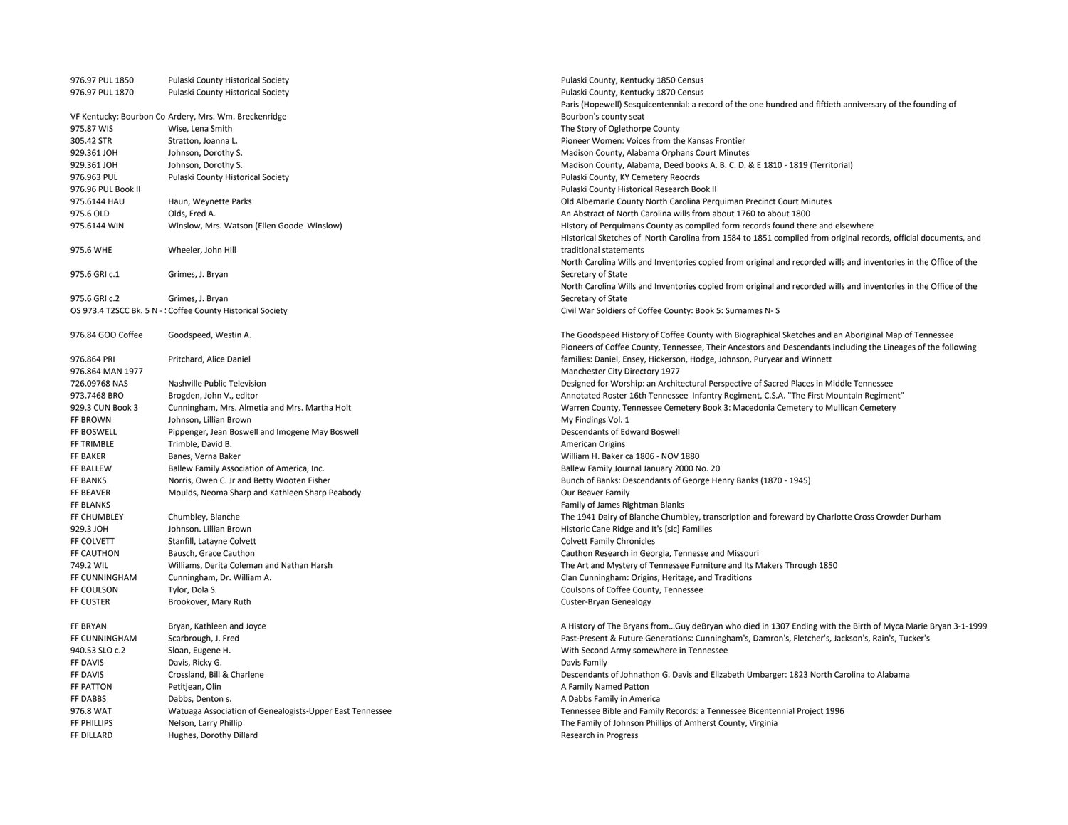| | | |
|---|---|---|
| 976.97 PUL 1850 | Pulaski County Historical Society | Pulaski County, Kentucky 1850 Census |
| 976.97 PUL 1870 | Pulaski County Historical Society | Pulaski County, Kentucky 1870 Census |
| VF Kentucky: Bourbon Co | Ardery, Mrs. Wm. Breckenridge | Paris (Hopewell) Sesquicentennial: a record of the one hundred and fiftieth anniversary of the founding of Bourbon's county seat |
| 975.87 WIS | Wise, Lena Smith | The Story of Oglethorpe County |
| 305.42 STR | Stratton, Joanna L. | Pioneer Women: Voices from the Kansas Frontier |
| 929.361 JOH | Johnson, Dorothy S. | Madison County, Alabama Orphans Court Minutes |
| 929.361 JOH | Johnson, Dorothy S. | Madison County, Alabama, Deed books A. B. C. D. & E 1810 - 1819 (Territorial) |
| 976.963 PUL | Pulaski County Historical Society | Pulaski County, KY Cemetery Reocrds |
| 976.96 PUL Book II | | Pulaski County Historical Research Book II |
| 975.6144 HAU | Haun, Weynette Parks | Old Albemarle County North Carolina Perquiman Precinct Court Minutes |
| 975.6 OLD | Olds, Fred A. | An Abstract of North Carolina wills from about 1760 to about 1800 |
| 975.6144 WIN | Winslow, Mrs. Watson (Ellen Goode Winslow) | History of Perquimans County as compiled form records found there and elsewhere |
| 975.6 WHE | Wheeler, John Hill | Historical Sketches of North Carolina from 1584 to 1851 compiled from original records, official documents, and traditional statements |
| 975.6 GRI c.1 | Grimes, J. Bryan | North Carolina Wills and Inventories copied from original and recorded wills and inventories in the Office of the Secretary of State |
| 975.6 GRI c.2 | Grimes, J. Bryan | North Carolina Wills and Inventories copied from original and recorded wills and inventories in the Office of the Secretary of State |
| OS 973.4 T2SCC Bk. 5 N - S | Coffee County Historical Society | Civil War Soldiers of Coffee County: Book 5: Surnames N- S |
| 976.84 GOO Coffee | Goodspeed, Westin A. | The Goodspeed History of Coffee County with Biographical Sketches and an Aboriginal Map of Tennessee |
| 976.864 PRI | Pritchard, Alice Daniel | Pioneers of Coffee County, Tennessee, Their Ancestors and Descendants including the Lineages of the following families: Daniel, Ensey, Hickerson, Hodge, Johnson, Puryear and Winnett |
| 976.864 MAN 1977 | | Manchester City Directory 1977 |
| 726.09768 NAS | Nashville Public Television | Designed for Worship: an Architectural Perspective of Sacred Places in Middle Tennessee |
| 973.7468 BRO | Brogden, John V., editor | Annotated Roster 16th Tennessee Infantry Regiment, C.S.A. "The First Mountain Regiment" |
| 929.3 CUN Book 3 | Cunningham, Mrs. Almetia and Mrs. Martha Holt | Warren County, Tennessee Cemetery Book 3: Macedonia Cemetery to Mullican Cemetery |
| FF BROWN | Johnson, Lillian Brown | My Findings Vol. 1 |
| FF BOSWELL | Pippenger, Jean Boswell and Imogene May Boswell | Descendants of Edward Boswell |
| FF TRIMBLE | Trimble, David B. | American Origins |
| FF BAKER | Banes, Verna Baker | William H. Baker ca 1806 - NOV 1880 |
| FF BALLEW | Ballew Family Association of America, Inc. | Ballew Family Journal January 2000 No. 20 |
| FF BANKS | Norris, Owen C. Jr and Betty Wooten Fisher | Bunch of Banks: Descendants of George Henry Banks (1870 - 1945) |
| FF BEAVER | Moulds, Neoma Sharp and Kathleen Sharp Peabody | Our Beaver Family |
| FF BLANKS | | Family of James Rightman Blanks |
| FF CHUMBLEY | Chumbley, Blanche | The 1941 Dairy of Blanche Chumbley, transcription and foreward by Charlotte Cross Crowder Durham |
| 929.3 JOH | Johnson. Lillian Brown | Historic Cane Ridge and It's [sic] Families |
| FF COLVETT | Stanfill, Latayne Colvett | Colvett Family Chronicles |
| FF CAUTHON | Bausch, Grace Cauthon | Cauthon Research in Georgia, Tennese and Missouri |
| 749.2 WIL | Williams, Derita Coleman and Nathan Harsh | The Art and Mystery of Tennessee Furniture and Its Makers Through 1850 |
| FF CUNNINGHAM | Cunningham, Dr. William A. | Clan Cunningham: Origins, Heritage, and Traditions |
| FF COULSON | Tylor, Dola S. | Coulsons of Coffee County, Tennessee |
| FF CUSTER | Brookover, Mary Ruth | Custer-Bryan Genealogy |
| FF BRYAN | Bryan, Kathleen and Joyce | A History of The Bryans from...Guy deBryan who died in 1307 Ending with the Birth of Myca Marie Bryan 3-1-1999 |
| FF CUNNINGHAM | Scarbrough, J. Fred | Past-Present & Future Generations: Cunningham's, Damron's, Fletcher's, Jackson's, Rain's, Tucker's |
| 940.53 SLO c.2 | Sloan, Eugene H. | With Second Army somewhere in Tennessee |
| FF DAVIS | Davis, Ricky G. | Davis Family |
| FF DAVIS | Crossland, Bill & Charlene | Descendants of Johnathon G. Davis and Elizabeth Umbarger: 1823 North Carolina to Alabama |
| FF PATTON | Petitjean, Olin | A Family Named Patton |
| FF DABBS | Dabbs, Denton s. | A Dabbs Family in America |
| 976.8 WAT | Watuaga Association of Genealogists-Upper East Tennessee | Tennessee Bible and Family Records: a Tennessee Bicentennial Project 1996 |
| FF PHILLIPS | Nelson, Larry Phillip | The Family of Johnson Phillips of Amherst County, Virginia |
| FF DILLARD | Hughes, Dorothy Dillard | Research in Progress |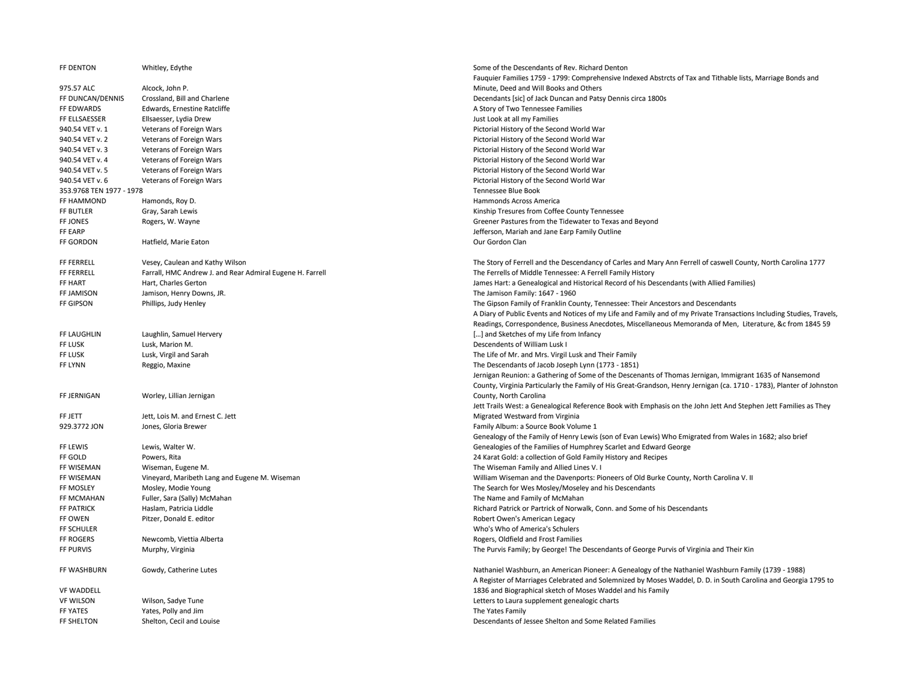| | | |
|---|---|---|
| FF DENTON | Whitley, Edythe | Some of the Descendants of Rev. Richard Denton |
| 975.57 ALC | Alcock, John P. | Fauquier Families 1759 - 1799: Comprehensive Indexed Abstrcts of Tax and Tithable lists, Marriage Bonds and Minute, Deed and Will Books and Others |
| FF DUNCAN/DENNIS | Crossland, Bill and Charlene | Decendants [sic] of Jack Duncan and Patsy Dennis circa 1800s |
| FF EDWARDS | Edwards, Ernestine Ratcliffe | A Story of Two Tennessee Families |
| FF ELLSAESSER | Ellsaesser, Lydia Drew | Just Look at all my Families |
| 940.54 VET v. 1 | Veterans of Foreign Wars | Pictorial History of the Second World War |
| 940.54 VET v. 2 | Veterans of Foreign Wars | Pictorial History of the Second World War |
| 940.54 VET v. 3 | Veterans of Foreign Wars | Pictorial History of the Second World War |
| 940.54 VET v. 4 | Veterans of Foreign Wars | Pictorial History of the Second World War |
| 940.54 VET v. 5 | Veterans of Foreign Wars | Pictorial History of the Second World War |
| 940.54 VET v. 6 | Veterans of Foreign Wars | Pictorial History of the Second World War |
| 353.9768 TEN 1977 - 1978 | | Tennessee Blue Book |
| FF HAMMOND | Hamonds, Roy D. | Hammonds Across America |
| FF BUTLER | Gray, Sarah Lewis | Kinship Tresures from Coffee County Tennessee |
| FF JONES | Rogers, W. Wayne | Greener Pastures from the Tidewater to Texas and Beyond |
| FF EARP | | Jefferson, Mariah and Jane Earp Family Outline |
| FF GORDON | Hatfield, Marie Eaton | Our Gordon Clan |
| | | |
| FF FERRELL | Vesey, Caulean and Kathy Wilson | The Story of Ferrell and the Descendancy of Carles and Mary Ann Ferrell of caswell County, North Carolina 1777 |
| FF FERRELL | Farrall, HMC Andrew J. and Rear Admiral Eugene H. Farrell | The Ferrells of Middle Tennessee: A Ferrell Family History |
| FF HART | Hart, Charles Gerton | James Hart: a Genealogical and Historical Record of his Descendants (with Allied Families) |
| FF JAMISON | Jamison, Henry Downs, JR. | The Jamison Family: 1647 - 1960 |
| FF GIPSON | Phillips, Judy Henley | The Gipson Family of Franklin County, Tennessee: Their Ancestors and Descendants |
| FF LAUGHLIN | Laughlin, Samuel Hervery | A Diary of Public Events and Notices of my Life and Family and of my Private Transactions Including Studies, Travels, Readings, Correspondence, Business Anecdotes, Miscellaneous Memoranda of Men, Literature, &c from 1845 59 [...] and Sketches of my Life from Infancy |
| FF LUSK | Lusk, Marion M. | Descendents of William Lusk I |
| FF LUSK | Lusk, Virgil and Sarah | The Life of Mr. and Mrs. Virgil Lusk and Their Family |
| FF LYNN | Reggio, Maxine | The Descendants of Jacob Joseph Lynn (1773 - 1851) |
| FF JERNIGAN | Worley, Lillian Jernigan | Jernigan Reunion: a Gathering of Some of the Descenants of Thomas Jernigan, Immigrant 1635 of Nansemond County, Virginia Particularly the Family of His Great-Grandson, Henry Jernigan (ca. 1710 - 1783), Planter of Johnston County, North Carolina |
| FF JETT | Jett, Lois M. and Ernest C. Jett | Jett Trails West: a Genealogical Reference Book with Emphasis on the John Jett And Stephen Jett Families as They Migrated Westward from Virginia |
| 929.3772 JON | Jones, Gloria Brewer | Family Album: a Source Book Volume 1 |
| FF LEWIS | Lewis, Walter W. | Genealogy of the Family of Henry Lewis (son of Evan Lewis) Who Emigrated from Wales in 1682; also brief Genealogies of the Families of Humphrey Scarlet and Edward George |
| FF GOLD | Powers, Rita | 24 Karat Gold: a collection of Gold Family History and Recipes |
| FF WISEMAN | Wiseman, Eugene M. | The Wiseman Family and Allied Lines V. I |
| FF WISEMAN | Vineyard, Maribeth Lang and Eugene M. Wiseman | William Wiseman and the Davenports: Pioneers of Old Burke County, North Carolina V. II |
| FF MOSLEY | Mosley, Modie Young | The Search for Wes Mosley/Moseley and his Descendants |
| FF MCMAHAN | Fuller, Sara (Sally) McMahan | The Name and Family of McMahan |
| FF PATRICK | Haslam, Patricia Liddle | Richard Patrick or Partrick of Norwalk, Conn. and Some of his Descendants |
| FF OWEN | Pitzer, Donald E. editor | Robert Owen's American Legacy |
| FF SCHULER | | Who's Who of America's Schulers |
| FF ROGERS | Newcomb, Viettia Alberta | Rogers, Oldfield and Frost Families |
| FF PURVIS | Murphy, Virginia | The Purvis Family; by George! The Descendants of George Purvis of Virginia and Their Kin |
| | | |
| FF WASHBURN | Gowdy, Catherine Lutes | Nathaniel Washburn, an American Pioneer: A Genealogy of the Nathaniel Washburn Family (1739 - 1988) |
| VF WADDELL | | A Register of Marriages Celebrated and Solemnized by Moses Waddel, D. D. in South Carolina and Georgia 1795 to 1836 and Biographical sketch of Moses Waddel and his Family |
| VF WILSON | Wilson, Sadye Tune | Letters to Laura supplement genealogic charts |
| FF YATES | Yates, Polly and Jim | The Yates Family |
| FF SHELTON | Shelton, Cecil and Louise | Descendants of Jessee Shelton and Some Related Families |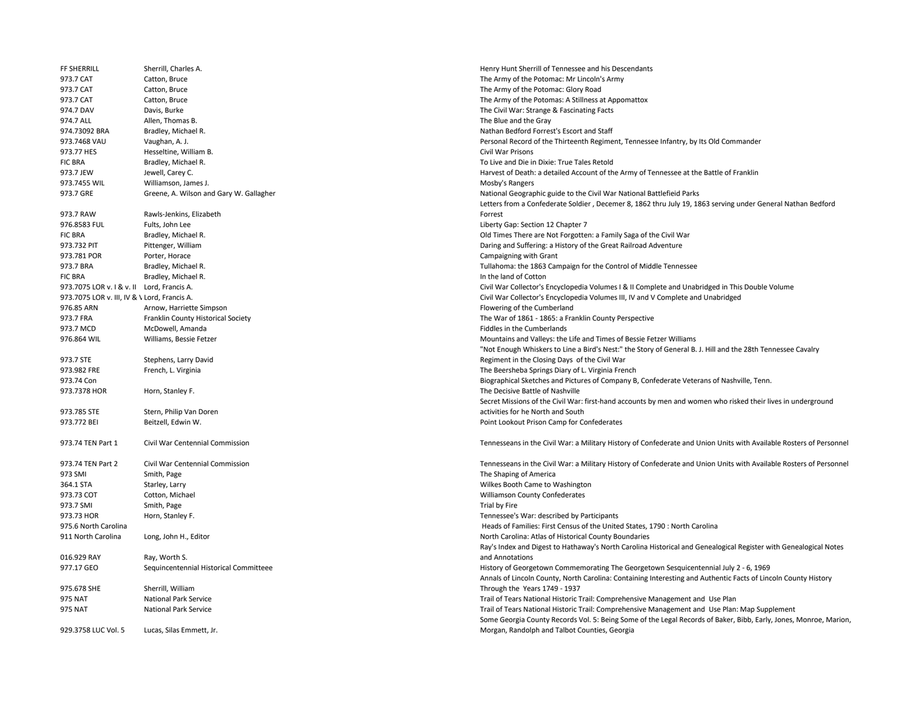| | | |
|---|---|---|
| FF SHERRILL | Sherrill, Charles A. | Henry Hunt Sherrill of Tennessee and his Descendants |
| 973.7 CAT | Catton, Bruce | The Army of the Potomac: Mr Lincoln's Army |
| 973.7 CAT | Catton, Bruce | The Army of the Potomac: Glory Road |
| 973.7 CAT | Catton, Bruce | The Army of the Potomas: A Stillness at Appomattox |
| 974.7 DAV | Davis, Burke | The Civil War: Strange & Fascinating Facts |
| 974.7 ALL | Allen, Thomas B. | The Blue and the Gray |
| 974.73092 BRA | Bradley, Michael R. | Nathan Bedford Forrest's Escort and Staff |
| 973.7468 VAU | Vaughan, A. J. | Personal Record of the Thirteenth Regiment, Tennessee Infantry, by Its Old Commander |
| 973.77 HES | Hesseltine, William B. | Civil War Prisons |
| FIC BRA | Bradley, Michael R. | To Live and Die in Dixie: True Tales Retold |
| 973.7 JEW | Jewell, Carey C. | Harvest of Death: a detailed Account of the Army of Tennessee at the Battle of Franklin |
| 973.7455 WIL | Williamson, James J. | Mosby's Rangers |
| 973.7 GRE | Greene, A. Wilson and Gary W. Gallagher | National Geographic guide to the Civil War National Battlefieid Parks |
| 973.7 RAW | Rawls-Jenkins, Elizabeth | Letters from a Confederate Soldier , Decemer 8, 1862 thru July 19, 1863 serving under General Nathan Bedford Forrest |
| 976.8583 FUL | Fults, John Lee | Liberty Gap: Section 12 Chapter 7 |
| FIC BRA | Bradley, Michael R. | Old Times There are Not Forgotten: a Family Saga of the Civil War |
| 973.732 PIT | Pittenger, William | Daring and Suffering: a History of the Great Railroad Adventure |
| 973.781 POR | Porter, Horace | Campaigning with Grant |
| 973.7 BRA | Bradley, Michael R. | Tullahoma: the 1863 Campaign for the Control of Middle Tennessee |
| FIC BRA | Bradley, Michael R. | In the land of Cotton |
| 973.7075 LOR v. I & v. II | Lord, Francis A. | Civil War Collector's Encyclopedia Volumes I & II Complete and Unabridged in This Double Volume |
| 973.7075 LOR v. III, IV & V | Lord, Francis A. | Civil War Collector's Encyclopedia Volumes III, IV and V Complete and Unabridged |
| 976.85 ARN | Arnow, Harriette Simpson | Flowering of the Cumberland |
| 973.7 FRA | Franklin County Historical Society | The War of 1861 - 1865: a Franklin County Perspective |
| 973.7 MCD | McDowell, Amanda | Fiddles in the Cumberlands |
| 976.864 WIL | Williams, Bessie Fetzer | Mountains and Valleys: the Life and Times of Bessie Fetzer Williams |
| 973.7 STE | Stephens, Larry David | "Not Enough Whiskers to Line a Bird's Nest:" the Story of General B. J. Hill and the 28th Tennessee Cavalry Regiment in the Closing Days of the Civil War |
| 973.982 FRE | French, L. Virginia | The Beersheba Springs Diary of L. Virginia French |
| 973.74 Con | | Biographical Sketches and Pictures of Company B, Confederate Veterans of Nashville, Tenn. |
| 973.7378 HOR | Horn, Stanley F. | The Decisive Battle of Nashville |
| 973.785 STE | Stern, Philip Van Doren | Secret Missions of the Civil War: first-hand accounts by men and women who risked their lives in underground activities for he North and South |
| 973.772 BEI | Beitzell, Edwin W. | Point Lookout Prison Camp for Confederates |
| 973.74 TEN Part 1 | Civil War Centennial Commission | Tennesseans in the Civil War: a Military History of Confederate and Union Units with Available Rosters of Personnel |
| 973.74 TEN Part 2 | Civil War Centennial Commission | Tennesseans in the Civil War: a Military History of Confederate and Union Units with Available Rosters of Personnel |
| 973 SMI | Smith, Page | The Shaping of America |
| 364.1 STA | Starley, Larry | Wilkes Booth Came to Washington |
| 973.73 COT | Cotton, Michael | Williamson County Confederates |
| 973.7 SMI | Smith, Page | Trial by Fire |
| 973.73 HOR | Horn, Stanley F. | Tennessee's War: described by Participants |
| 975.6 North Carolina | | Heads of Families: First Census of the United States, 1790 : North Carolina |
| 911 North Carolina | Long, John H., Editor | North Carolina: Atlas of Historical County Boundaries |
| 016.929 RAY | Ray, Worth S. | Ray's Index and Digest to Hathaway's North Carolina Historical and Genealogical Register with Genealogical Notes and Annotations |
| 977.17 GEO | Sequincentennial Historical Committeee | History of Georgetown Commemorating The Georgetown Sesquicentennial July 2 - 6, 1969 |
| 975.678 SHE | Sherrill, William | Annals of Lincoln County, North Carolina: Containing Interesting and Authentic Facts of Lincoln County History Through the Years 1749 - 1937 |
| 975 NAT | National Park Service | Trail of Tears National Historic Trail: Comprehensive Management and Use Plan |
| 975 NAT | National Park Service | Trail of Tears National Historic Trail: Comprehensive Management and Use Plan: Map Supplement |
| 929.3758 LUC Vol. 5 | Lucas, Silas Emmett, Jr. | Some Georgia County Records Vol. 5: Being Some of the Legal Records of Baker, Bibb, Early, Jones, Monroe, Marion, Morgan, Randolph and Talbot Counties, Georgia |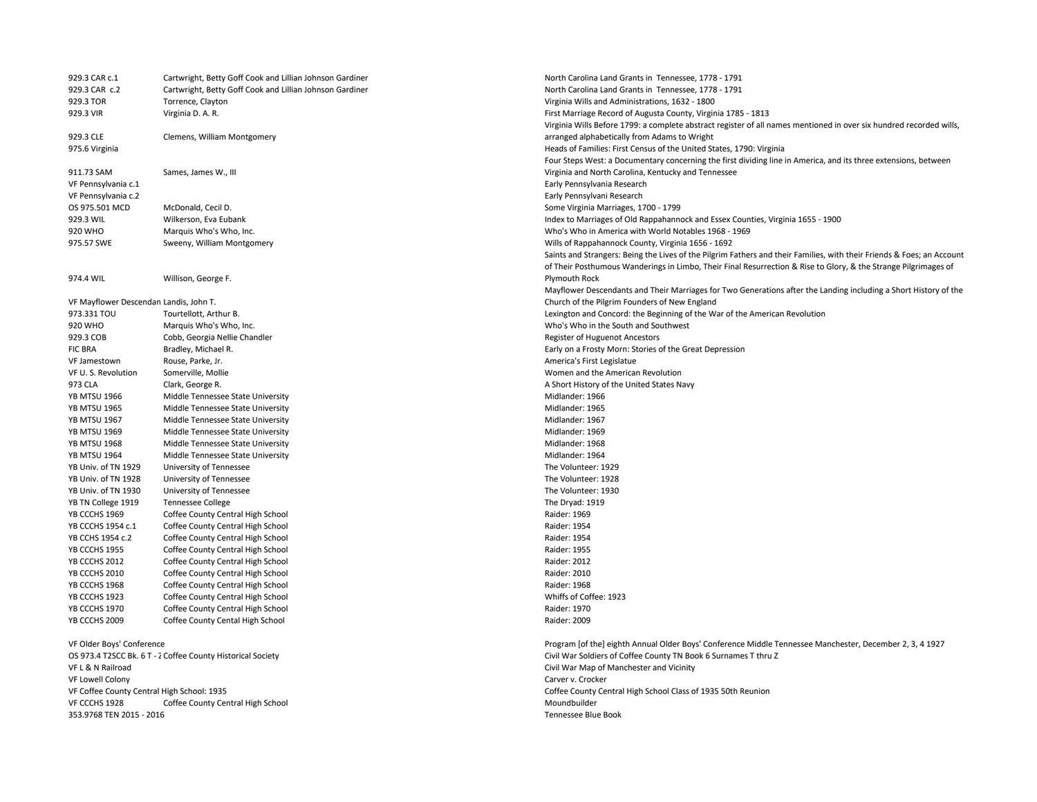| | | |
|---|---|---|
| 929.3 CAR c.1 | Cartwright, Betty Goff Cook and Lillian Johnson Gardiner | North Carolina Land Grants in Tennessee, 1778 - 1791 |
| 929.3 CAR c.2 | Cartwright, Betty Goff Cook and Lillian Johnson Gardiner | North Carolina Land Grants in Tennessee, 1778 - 1791 |
| 929.3 TOR | Torrence, Clayton | Virginia Wills and Administrations, 1632 - 1800 |
| 929.3 VIR | Virginia D. A. R. | First Marriage Record of Augusta County, Virginia 1785 - 1813 |
| 929.3 CLE | Clemens, William Montgomery | Virginia Wills Before 1799: a complete abstract register of all names mentioned in over six hundred recorded wills, arranged alphabetically from Adams to Wright |
| 975.6 Virginia | | Heads of Families: First Census of the United States, 1790: Virginia |
| 911.73 SAM | Sames, James W., III | Four Steps West: a Documentary concerning the first dividing line in America, and its three extensions, between Virginia and North Carolina, Kentucky and Tennessee |
| VF Pennsylvania c.1 | | Early Pennsylvania Research |
| VF Pennsylvania c.2 | | Early Pennsylvani Research |
| OS 975.501 MCD | McDonald, Cecil D. | Some Virginia Marriages, 1700 - 1799 |
| 929.3 WIL | Wilkerson, Eva Eubank | Index to Marriages of Old Rappahannock and Essex Counties, Virginia 1655 - 1900 |
| 920 WHO | Marquis Who's Who, Inc. | Who's Who in America with World Notables 1968 - 1969 |
| 975.57 SWE | Sweeny, William Montgomery | Wills of Rappahannock County, Virginia 1656 - 1692 |
| 974.4 WIL | Willison, George F. | Saints and Strangers: Being the Lives of the Pilgrim Fathers and their Families, with their Friends & Foes; an Account of Their Posthumous Wanderings in Limbo, Their Final Resurrection & Rise to Glory, & the Strange Pilgrimages of Plymouth Rock |
| VF Mayflower Descendan | Landis, John T. | Mayflower Descendants and Their Marriages for Two Generations after the Landing including a Short History of the Church of the Pilgrim Founders of New England |
| 973.331 TOU | Tourtellott, Arthur B. | Lexington and Concord: the Beginning of the War of the American Revolution |
| 920 WHO | Marquis Who's Who, Inc. | Who's Who in the South and Southwest |
| 929.3 COB | Cobb, Georgia Nellie Chandler | Register of Huguenot Ancestors |
| FIC BRA | Bradley, Michael R. | Early on a Frosty Morn: Stories of the Great Depression |
| VF Jamestown | Rouse, Parke, Jr. | America's First Legislatue |
| VF U. S. Revolution | Somerville, Mollie | Women and the American Revolution |
| 973 CLA | Clark, George R. | A Short History of the United States Navy |
| YB MTSU 1966 | Middle Tennessee State University | Midlander: 1966 |
| YB MTSU 1965 | Middle Tennessee State University | Midlander: 1965 |
| YB MTSU 1967 | Middle Tennessee State University | Midlander: 1967 |
| YB MTSU 1969 | Middle Tennessee State University | Midlander: 1969 |
| YB MTSU 1968 | Middle Tennessee State University | Midlander: 1968 |
| YB MTSU 1964 | Middle Tennessee State University | Midlander: 1964 |
| YB Univ. of TN 1929 | University of Tennessee | The Volunteer: 1929 |
| YB Univ. of TN 1928 | University of Tennessee | The Volunteer: 1928 |
| YB Univ. of TN 1930 | University of Tennessee | The Volunteer: 1930 |
| YB TN College 1919 | Tennessee College | The Dryad: 1919 |
| YB CCCHS 1969 | Coffee County Central High School | Raider: 1969 |
| YB CCCHS 1954 c.1 | Coffee County Central High School | Raider: 1954 |
| YB CCHS 1954 c.2 | Coffee County Central High School | Raider: 1954 |
| YB CCCHS 1955 | Coffee County Central High School | Raider: 1955 |
| YB CCCHS 2012 | Coffee County Central High School | Raider: 2012 |
| YB CCCHS 2010 | Coffee County Central High School | Raider: 2010 |
| YB CCCHS 1968 | Coffee County Central High School | Raider: 1968 |
| YB CCCHS 1923 | Coffee County Central High School | Whiffs of Coffee: 1923 |
| YB CCCHS 1970 | Coffee County Central High School | Raider: 1970 |
| YB CCCHS 2009 | Coffee County Cental High School | Raider: 2009 |
| VF Older Boys' Conference | | Program [of the] eighth Annual Older Boys' Conference Middle Tennessee Manchester, December 2, 3, 4 1927 |
| OS 973.4 T2SCC Bk. 6 T - Z | Coffee County Historical Society | Civil War Soldiers of Coffee County TN Book 6 Surnames T thru Z |
| VF L & N Railroad | | Civil War Map of Manchester and Vicinity |
| VF Lowell Colony | | Carver v. Crocker |
| VF Coffee County Central High School: 1935 | | Coffee County Central High School Class of 1935 50th Reunion |
| VF CCCHS 1928 | Coffee County Central High School | Moundbuilder |
| 353.9768 TEN 2015 - 2016 | | Tennessee Blue Book |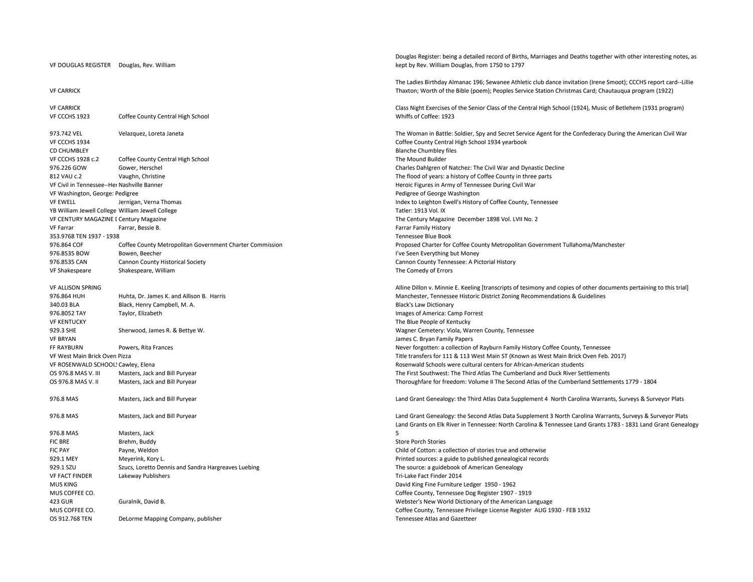| | | |
|---|---|---|
| VF DOUGLAS REGISTER | Douglas, Rev. William | Douglas Register: being a detailed record of Births, Marriages and Deaths together with other interesting notes, as kept by Rev. William Douglas, from 1750 to 1797 |
| VF CARRICK | | The Ladies Birthday Almanac 196; Sewanee Athletic club dance invitation (Irene Smoot); CCCHS report card--Lillie Thaxton; Worth of the Bible (poem); Peoples Service Station Christmas Card; Chautauqua program (1922) |
| VF CARRICK | | Class Night Exercises of the Senior Class of the Central High School (1924), Music of Betlehem (1931 program) |
| VF CCCHS 1923 | Coffee County Central High School | Whiffs of Coffee: 1923 |
| 973.742 VEL | Velazquez, Loreta Janeta | The Woman in Battle: Soldier, Spy and Secret Service Agent for the Confederacy During the American Civil War |
| VF CCCHS 1934 | | Coffee County Central High School 1934 yearbook |
| CD CHUMBLEY | | Blanche Chumbley files |
| VF CCCHS 1928 c.2 | Coffee County Central High School | The Mound Builder |
| 976.226 GOW | Gower, Herschel | Charles Dahlgren of Natchez: The Civil War and Dynastic Decline |
| 812 VAU c.2 | Vaughn, Christine | The flood of years: a history of Coffee County in three parts |
| VF Civil in Tennessee--Her | Nashville Banner | Heroic Figures in Army of Tennessee During Civil War |
| VF Washington, George: Pedigree | | Pedigree of George Washington |
| VF EWELL | Jernigan, Verna Thomas | Index to Leighton Ewell's History of Coffee County, Tennessee |
| YB William Jewell College | William Jewell College | Tatler: 1913 Vol. IX |
| VF CENTURY MAGAZINE I | Century Magazine | The Century Magazine December 1898 Vol. LVII No. 2 |
| VF Farrar | Farrar, Bessie B. | Farrar Family History |
| 353.9768 TEN 1937 - 1938 | | Tennessee Blue Book |
| 976.864 COF | Coffee County Metropolitan Government Charter Commission | Proposed Charter for Coffee County Metropolitan Government Tullahoma/Manchester |
| 976.8535 BOW | Bowen, Beecher | I've Seen Everything but Money |
| 976.8535 CAN | Cannon County Historical Society | Cannon County Tennessee: A Pictorial History |
| VF Shakespeare | Shakespeare, William | The Comedy of Errors |
| VF ALLISON SPRING | | Alline Dillon v. Minnie E. Keeling [transcripts of tesimony and copies of other documents pertaining to this trial] |
| 976.864 HUH | Huhta, Dr. James K. and Allison B. Harris | Manchester, Tennessee Historic District Zoning Recommendations & Guidelines |
| 340.03 BLA | Black, Henry Campbell, M. A. | Black's Law Dictionary |
| 976.8052 TAY | Taylor, Elizabeth | Images of America: Camp Forrest |
| VF KENTUCKY | | The Blue People of Kentucky |
| 929.3 SHE | Sherwood, James R. & Bettye W. | Wagner Cemetery: Viola, Warren County, Tennessee |
| VF BRYAN | | James C. Bryan Family Papers |
| FF RAYBURN | Powers, Rita Frances | Never forgotten: a collection of Rayburn Family History Coffee County, Tennessee |
| VF West Main Brick Oven Pizza | | Title transfers for 111 & 113 West Main ST (Known as West Main Brick Oven Feb. 2017) |
| VF ROSENWALD SCHOOLS | Cawley, Elena | Rosenwald Schools were cultural centers for African-American students |
| OS 976.8 MAS V. III | Masters, Jack and Bill Puryear | The First Southwest: The Third Atlas The Cumberland and Duck River Settlements |
| OS 976.8 MAS V. II | Masters, Jack and Bill Puryear | Thoroughfare for freedom: Volume II The Second Atlas of the Cumberland Settlements 1779 - 1804 |
| 976.8 MAS | Masters, Jack and Bill Puryear | Land Grant Genealogy: the Third Atlas Data Supplement 4 North Carolina Warrants, Surveys & Surveyor Plats |
| 976.8 MAS | Masters, Jack and Bill Puryear | Land Grant Genealogy: the Second Atlas Data Supplement 3 North Carolina Warrants, Surveys & Surveyor Plats |
| 976.8 MAS | Masters, Jack | Land Grants on Elk River in Tennessee: North Carolina & Tennessee Land Grants 1783 - 1831 Land Grant Genealogy 5 |
| FIC BRE | Brehm, Buddy | Store Porch Stories |
| FIC PAY | Payne, Weldon | Child of Cotton: a collection of stories true and otherwise |
| 929.1 MEY | Meyerink, Kory L. | Printed sources: a guide to published genealogical records |
| 929.1 SZU | Szucs, Loretto Dennis and Sandra Hargreaves Luebing | The source: a guidebook of American Genealogy |
| VF FACT FINDER | Lakeway Publishers | Tri-Lake Fact Finder 2014 |
| MUS KING | | David King Fine Furniture Ledger 1950 - 1962 |
| MUS COFFEE CO. | | Coffee County, Tennessee Dog Register 1907 - 1919 |
| 423 GUR | Guralnik, David B. | Webster's New World Dictionary of the American Language |
| MUS COFFEE CO. | | Coffee County, Tennessee Privilege License Register AUG 1930 - FEB 1932 |
| OS 912.768 TEN | DeLorme Mapping Company, publisher | Tennessee Atlas and Gazetteer |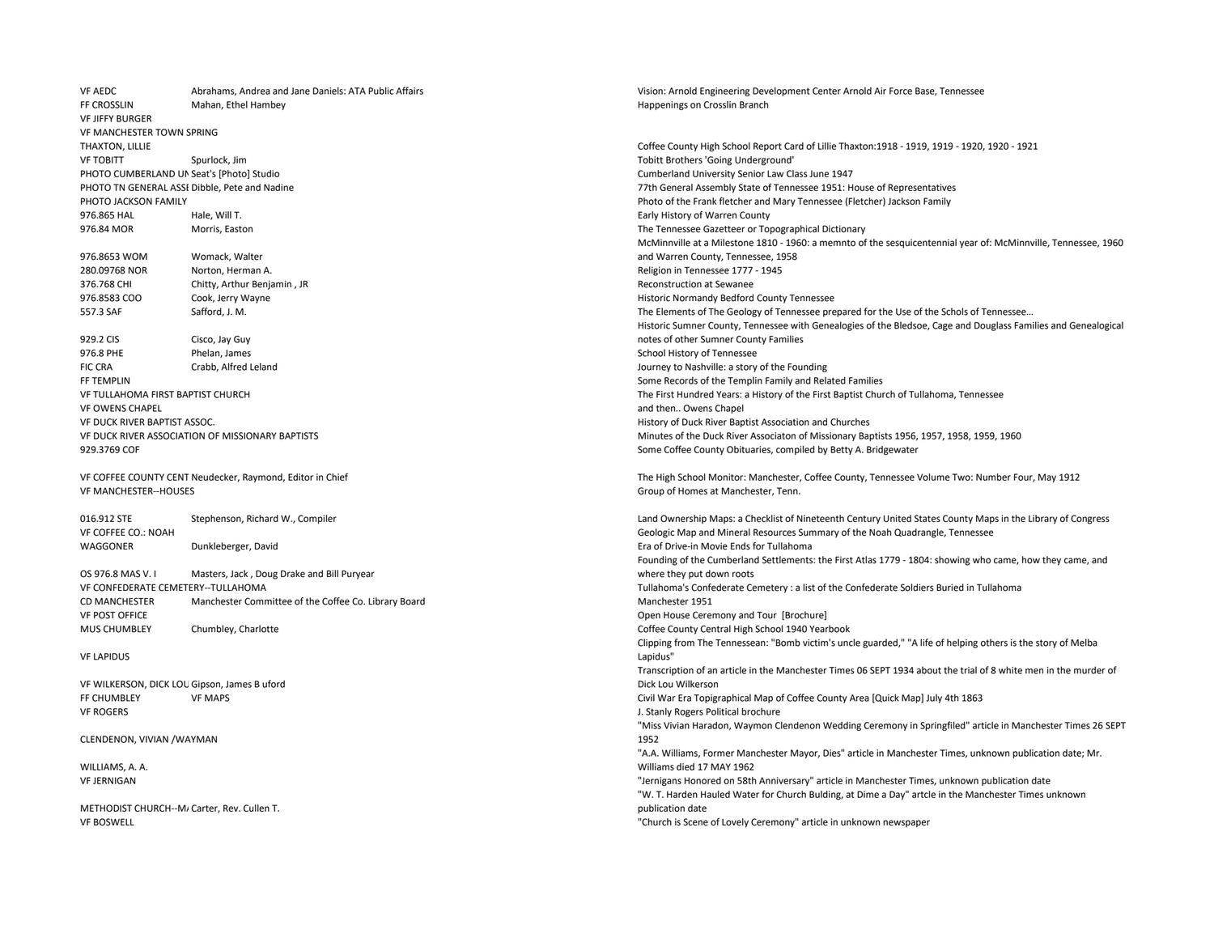| | | |
|---|---|---|
| VF AEDC | Abrahams, Andrea and Jane Daniels: ATA Public Affairs | Vision: Arnold Engineering Development Center Arnold Air Force Base, Tennessee |
| FF CROSSLIN | Mahan, Ethel Hambey | Happenings on Crosslin Branch |
| VF JIFFY BURGER | | |
| VF MANCHESTER TOWN SPRING | | |
| THAXTON, LILLIE | | Coffee County High School Report Card of Lillie Thaxton:1918 - 1919, 1919 - 1920, 1920 - 1921 |
| VF TOBITT | Spurlock, Jim | Tobitt Brothers 'Going Underground' |
| PHOTO CUMBERLAND UN | Seat's [Photo] Studio | Cumberland University Senior Law Class June 1947 |
| PHOTO TN GENERAL ASSE | Dibble, Pete and Nadine | 77th General Assembly State of Tennessee 1951: House of Representatives |
| PHOTO JACKSON FAMILY | | Photo of the Frank fletcher and Mary Tennessee (Fletcher) Jackson Family |
| 976.865 HAL | Hale, Will T. | Early History of Warren County |
| 976.84 MOR | Morris, Easton | The Tennessee Gazetteer or Topographical Dictionary |
| 976.8653 WOM | Womack, Walter | McMinnville at a Milestone 1810 - 1960: a memnto of the sesquicentennial year of: McMinnville, Tennessee, 1960 and Warren County, Tennessee, 1958 |
| 280.09768 NOR | Norton, Herman A. | Religion in Tennessee 1777 - 1945 |
| 376.768 CHI | Chitty, Arthur Benjamin , JR | Reconstruction at Sewanee |
| 976.8583 COO | Cook, Jerry Wayne | Historic Normandy Bedford County Tennessee |
| 557.3 SAF | Safford, J. M. | The Elements of The Geology of Tennessee prepared for the Use of the Schols of Tennessee… |
| 929.2 CIS | Cisco, Jay Guy | Historic Sumner County, Tennessee with Genealogies of the Bledsoe, Cage and Douglass Families and Genealogical notes of other Sumner County Families |
| 976.8 PHE | Phelan, James | School History of Tennessee |
| FIC CRA | Crabb, Alfred Leland | Journey to Nashville: a story of the Founding |
| FF TEMPLIN | | Some Records of the Templin Family and Related Families |
| VF TULLAHOMA FIRST BAPTIST CHURCH | | The First Hundred Years: a History of the First Baptist Church of Tullahoma, Tennessee |
| VF OWENS CHAPEL | | and then.. Owens Chapel |
| VF DUCK RIVER BAPTIST ASSOC. | | History of Duck River Baptist Association and Churches |
| VF DUCK RIVER ASSOCIATION OF MISSIONARY BAPTISTS | | Minutes of the Duck River Associaton of Missionary Baptists 1956, 1957, 1958, 1959, 1960 |
| 929.3769 COF | | Some Coffee County Obituaries, compiled by Betty A. Bridgewater |
| VF COFFEE COUNTY CENT | Neudecker, Raymond, Editor in Chief | The High School Monitor: Manchester, Coffee County, Tennessee Volume Two: Number Four, May 1912 |
| VF MANCHESTER--HOUSES | | Group of Homes at Manchester, Tenn. |
| 016.912 STE | Stephenson, Richard W., Compiler | Land Ownership Maps: a Checklist of Nineteenth Century United States County Maps in the Library of Congress |
| VF COFFEE CO.: NOAH | | Geologic Map and Mineral Resources Summary of the Noah Quadrangle, Tennessee |
| WAGGONER | Dunkleberger, David | Era of Drive-in Movie Ends for Tullahoma |
| OS 976.8 MAS V. I | Masters, Jack , Doug Drake and Bill Puryear | Founding of the Cumberland Settlements: the First Atlas 1779 - 1804: showing who came, how they came, and where they put down roots |
| VF CONFEDERATE CEMETERY--TULLAHOMA | | Tullahoma's Confederate Cemetery : a list of the Confederate Soldiers Buried in Tullahoma |
| CD MANCHESTER | Manchester Committee of the Coffee Co. Library Board | Manchester 1951 |
| VF POST OFFICE | | Open House Ceremony and Tour [Brochure] |
| MUS CHUMBLEY | Chumbley, Charlotte | Coffee County Central High School 1940 Yearbook |
| VF LAPIDUS | | Clipping from The Tennessean: "Bomb victim's uncle guarded," "A life of helping others is the story of Melba Lapidus" |
| VF WILKERSON, DICK LOU | Gipson, James B uford | Transcription of an article in the Manchester Times 06 SEPT 1934 about the trial of 8 white men in the murder of Dick Lou Wilkerson |
| FF CHUMBLEY | VF MAPS | Civil War Era Topigraphical Map of Coffee County Area [Quick Map] July 4th 1863 |
| VF ROGERS | | J. Stanly Rogers Political brochure |
| CLENDENON, VIVIAN /WAYMAN | | "Miss Vivian Haradon, Waymon Clendenon Wedding Ceremony in Springfiled" article in Manchester Times 26 SEPT 1952 |
| WILLIAMS, A. A. | | "A.A. Williams, Former Manchester Mayor, Dies" article in Manchester Times, unknown publication date; Mr. Williams died 17 MAY 1962 |
| VF JERNIGAN | | "Jernigans Honored on 58th Anniversary" article in Manchester Times, unknown publication date |
| METHODIST CHURCH--MA | Carter, Rev. Cullen T. | "W. T. Harden Hauled Water for Church Bulding, at Dime a Day" artcle in the Manchester Times unknown publication date |
| VF BOSWELL | | "Church is Scene of Lovely Ceremony" article in unknown newspaper |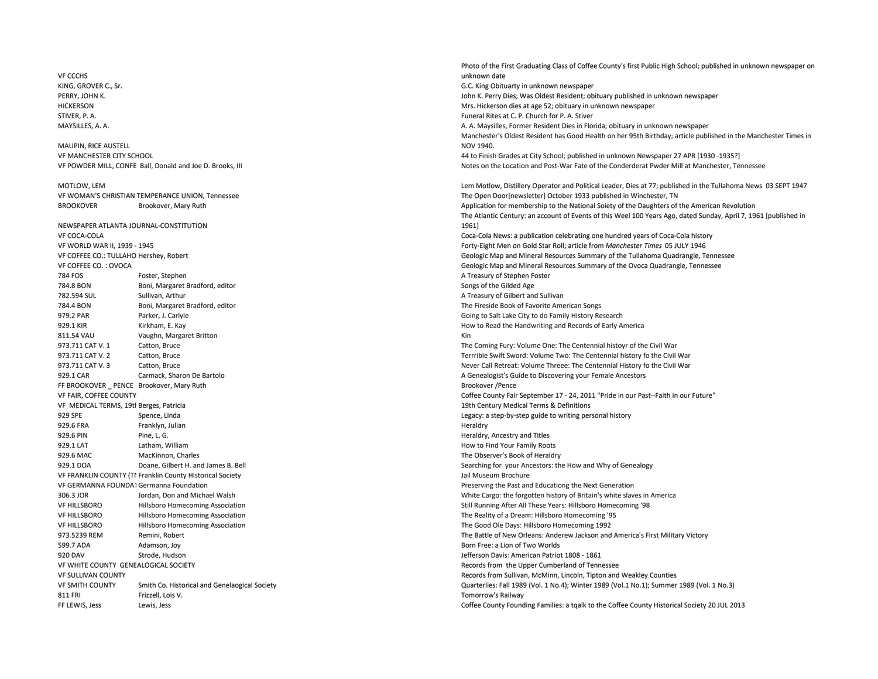| | | |
|---|---|---|
| VF CCCHS | | Photo of the First Graduating Class of Coffee County's first Public High School; published in unknown newspaper on unknown date |
| KING, GROVER C., Sr. | | G.C. King Obituarty in unknown newspaper |
| PERRY, JOHN K. | | John K. Perry Dies; Was Oldest Resident; obituary published in unknown newspaper |
| HICKERSON | | Mrs. Hickerson dies at age 52; obituary in unknown newspaper |
| STIVER, P. A. | | Funeral Rites at C. P. Church for P. A. Stiver |
| MAYSILLES, A. A. | | A. A. Maysilles, Former Resident Dies in Florida; obituary in unknown newspaper |
| MAUPIN, RICE AUSTELL | | Manchester's Oldest Resident has Good Health on her 95th Birthday; article published in the Manchester Times in NOV 1940. |
| VF MANCHESTER CITY SCHOOL | | 44 to Finish Grades at City School; published in unknown Newspaper 27 APR [1930 -1935?] |
| VF POWDER MILL, CONFE | Ball, Donald and Joe D. Brooks, III | Notes on the Location and Post-War Fate of the Conderderat Pwder Mill at Manchester, Tennessee |
| MOTLOW, LEM | | Lem Motlow, Distillery Operator and Political Leader, Dies at 77; published in the Tullahoma News 03 SEPT 1947 |
| VF WOMAN'S CHRISTIAN TEMPERANCE UNION, Tennessee | | The Open Door[newsletter] October 1933 published in Winchester, TN |
| BROOKOVER | Brookover, Mary Ruth | Application for membership to the National Soiety of the Daughters of the American Revolution |
| NEWSPAPER ATLANTA JOURNAL-CONSTITUTION | | The Atlantic Century: an account of Events of this Weel 100 Years Ago, dated Sunday, April 7, 1961 [published in 1961] |
| VF COCA-COLA | | Coca-Cola News: a publication celebrating one hundred years of Coca-Cola history |
| VF WORLD WAR II, 1939 - 1945 | | Forty-Eight Men on Gold Star Roll; article from *Manchester Times* 05 JULY 1946 |
| VF COFFEE CO.: TULLAHO | Hershey, Robert | Geologic Map and Mineral Resources Summary of the Tullahoma Quadrangle, Tennessee |
| VF COFFEE CO. : OVOCA | | Geologic Map and Mineral Resources Summary of the Ovoca Quadrangle, Tennessee |
| 784 FOS | Foster, Stephen | A Treasury of Stephen Foster |
| 784.8 BON | Boni, Margaret Bradford, editor | Songs of the Gilded Age |
| 782.594 SUL | Sullivan, Arthur | A Treasury of Gilbert and Sullivan |
| 784.4 BON | Boni, Margaret Bradford, editor | The Fireside Book of Favorite American Songs |
| 979.2 PAR | Parker, J. Carlyle | Going to Salt Lake City to do Family History Research |
| 929.1 KIR | Kirkham, E. Kay | How to Read the Handwriting and Records of Early America |
| 811.54 VAU | Vaughn, Margaret Britton | Kin |
| 973.711 CAT V. 1 | Catton, Bruce | The Coming Fury: Volume One: The Centennial histoyr of the Civil War |
| 973.711 CAT V. 2 | Catton, Bruce | Terrrible Swift Sword: Volume Two: The Centennial history fo the Civil War |
| 973.711 CAT V. 3 | Catton, Bruce | Never Call Retreat: Volume Threee: The Centennial History fo the Civil War |
| 929.1 CAR | Carmack, Sharon De Bartolo | A Genealogist's Guide to Discovering your Female Ancestors |
| FF BROOKOVER _ PENCE | Brookover, Mary Ruth | Brookover /Pence |
| VF FAIR, COFFEE COUNTY | | Coffee County Fair September 17 - 24, 2011 "Pride in our Past--Faith in our Future" |
| VF MEDICAL TERMS, 19th | Berges, Patricia | 19th Century Medical Terms & Definitions |
| 929 SPE | Spence, Linda | Legacy: a step-by-step guide to writing personal history |
| 929.6 FRA | Franklyn, Julian | Heraldry |
| 929.6 PIN | Pine, L. G. | Heraldry, Ancestry and Titles |
| 929.1 LAT | Latham, William | How to Find Your Family Roots |
| 929.6 MAC | MacKinnon, Charles | The Observer's Book of Heraldry |
| 929.1 DOA | Doane, Gilbert H. and James B. Bell | Searching for your Ancestors: the How and Why of Genealogy |
| VF FRANKLIN COUNTY (TN | Franklin County Historical Society | Jail Museum Brochure |
| VF GERMANNA FOUNDAT | Germanna Foundation | Preserving the Past and Educationg the Next Generation |
| 306.3 JOR | Jordan, Don and Michael Walsh | White Cargo: the forgotten history of Britain's white slaves in America |
| VF HILLSBORO | Hillsboro Homecoming Association | Still Running After All These Years: Hillsboro Homecoming '98 |
| VF HILLSBORO | Hillsboro Homecoming Association | The Reality of a Dream: Hillsboro Homecoming '95 |
| VF HILLSBORO | Hillsboro Homecoming Association | The Good Ole Days: Hillsboro Homecoming 1992 |
| 973.5239 REM | Remini, Robert | The Battle of New Orleans: Anderew Jackson and America's First Military Victory |
| 599.7 ADA | Adamson, Joy | Born Free: a Lion of Two Worlds |
| 920 DAV | Strode, Hudson | Jefferson Davis: American Patriot 1808 - 1861 |
| VF WHITE COUNTY GENEALOGICAL SOCIETY | | Records from the Upper Cumberland of Tennessee |
| VF SULLIVAN COUNTY | | Records from Sullivan, McMinn, Lincoln, Tipton and Weakley Counties |
| VF SMITH COUNTY | Smith Co. Historical and Genelaogical Society | Quarterlies: Fall 1989 (Vol. 1 No.4); Winter 1989 (Vol.1 No.1); Summer 1989 (Vol. 1 No.3) |
| 811 FRI | Frizzell, Lois V. | Tomorrow's Railway |
| FF LEWIS, Jess | Lewis, Jess | Coffee County Founding Families: a tqalk to the Coffee County Historical Society 20 JUL 2013 |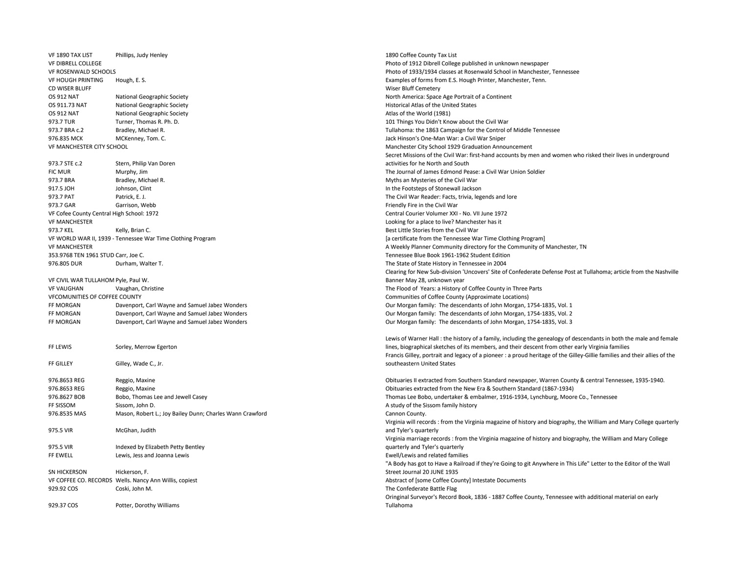| | | |
|---|---|---|
| VF 1890 TAX LIST | Phillips, Judy Henley | 1890 Coffee County Tax List |
| VF DIBRELL COLLEGE | | Photo of 1912 Dibrell College published in unknown newspaper |
| VF ROSENWALD SCHOOLS | | Photo of 1933/1934 classes at Rosenwald School in Manchester, Tennessee |
| VF HOUGH PRINTING | Hough, E. S. | Examples of forms from E.S. Hough Printer, Manchester, Tenn. |
| CD WISER BLUFF | | Wiser Bluff Cemetery |
| OS 912 NAT | National Geographic Society | North America: Space Age Portrait of a Continent |
| OS 911.73 NAT | National Geographic Society | Historical Atlas of the United States |
| OS 912 NAT | National Geographic Society | Atlas of the World (1981) |
| 973.7 TUR | Turner, Thomas R. Ph. D. | 101 Things You Didn't Know about the Civil War |
| 973.7 BRA c.2 | Bradley, Michael R. | Tullahoma: the 1863 Campaign for the Control of Middle Tennessee |
| 976.835 MCK | MCKenney, Tom. C. | Jack Hinson's One-Man War: a Civil War Sniper |
| VF MANCHESTER CITY SCHOOL | | Manchester City School 1929 Graduation Announcement |
| 973.7 STE c.2 | Stern, Philip Van Doren | Secret Missions of the Civil War: first-hand accounts by men and women who risked their lives in underground activities for he North and South |
| FIC MUR | Murphy, Jim | The Journal of James Edmond Pease: a Civil War Union Soldier |
| 973.7 BRA | Bradley, Michael R. | Myths an Mysteries of the Civil War |
| 917.5 JOH | Johnson, Clint | In the Footsteps of Stonewall Jackson |
| 973.7 PAT | Patrick, E. J. | The Civil War Reader: Facts, trivia, legends and lore |
| 973.7 GAR | Garrison, Webb | Friendly Fire in the Civil War |
| VF Cofee County Central High School: 1972 | | Central Courier Volumer XXI - No. VII June 1972 |
| VF MANCHESTER | | Looking for a place to live? Manchester has it |
| 973.7 KEL | Kelly, Brian C. | Best Little Stories from the Civil War |
| VF WORLD WAR II, 1939 - Tennessee War Time Clothing Program | | [a certificate from the Tennessee War Time Clothing Program] |
| VF MANCHESTER | | A Weekly Planner Community directory for the Community of Manchester, TN |
| 353.9768 TEN 1961 STUD | Carr, Joe C. | Tennessee Blue Book 1961-1962 Student Edition |
| 976.805 DUR | Durham, Walter T. | The State of State History in Tennessee in 2004 |
| VF CIVIL WAR TULLAHOM | Pyle, Paul W. | Clearing for New Sub-division 'Uncovers' Site of Confederate Defense Post at Tullahoma; article from the Nashville Banner May 28, unknown year |
| VF VAUGHAN | Vaughan, Christine | The Flood of Years: a History of Coffee County in Three Parts |
| VFCOMUNITIES OF COFFEE COUNTY | | Communities of Coffee County (Approximate Locations) |
| FF MORGAN | Davenport, Carl Wayne and Samuel Jabez Wonders | Our Morgan family: The descendants of John Morgan, 1754-1835, Vol. 1 |
| FF MORGAN | Davenport, Carl Wayne and Samuel Jabez Wonders | Our Morgan family: The descendants of John Morgan, 1754-1835, Vol. 2 |
| FF MORGAN | Davenport, Carl Wayne and Samuel Jabez Wonders | Our Morgan family: The descendants of John Morgan, 1754-1835, Vol. 3 |
| FF LEWIS | Sorley, Merrow Egerton | Lewis of Warner Hall : the history of a family, including the genealogy of descendants in both the male and female lines, biographical sketches of its members, and their descent from other early Virginia families |
| FF GILLEY | Gilley, Wade C., Jr. | Francis Gilley, portrait and legacy of a pioneer : a proud heritage of the Gilley-Gillie families and their allies of the southeastern United States |
| 976.8653 REG | Reggio, Maxine | Obituaries II extracted from Southern Standard newspaper, Warren County & central Tennessee, 1935-1940. |
| 976.8653 REG | Reggio, Maxine | Obituaries extracted from the New Era & Southern Standard (1867-1934) |
| 976.8627 BOB | Bobo, Thomas Lee and Jewell Casey | Thomas Lee Bobo, undertaker & embalmer, 1916-1934, Lynchburg, Moore Co., Tennessee |
| FF SISSOM | Sissom, John D. | A study of the Sissom family history |
| 976.8535 MAS | Mason, Robert L.; Joy Bailey Dunn; Charles Wann Crawford | Cannon County. |
| 975.5 VIR | McGhan, Judith | Virginia will records : from the Virginia magazine of history and biography, the William and Mary College quarterly and Tyler's quarterly |
| 975.5 VIR | Indexed by Elizabeth Petty Bentley | Virginia marriage records : from the Virginia magazine of history and biography, the William and Mary College quarterly and Tyler's quarterly |
| FF EWELL | Lewis, Jess and Joanna Lewis | Ewell/Lewis and related families |
| SN HICKERSON | Hickerson, F. | "A Body has got to Have a Railroad if they're Going to git Anywhere in This Life" Letter to the Editor of the Wall Street Journal 20 JUNE 1935 |
| VF COFFEE CO. RECORDS | Wells. Nancy Ann Willis, copiest | Abstract of [some Coffee County] Intestate Documents |
| 929.92 COS | Coski, John M. | The Confederate Battle Flag |
| 929.37 COS | Potter, Dorothy Williams | Oringinal Surveyor's Record Book, 1836 - 1887 Coffee County, Tennessee with additional material on early Tullahoma |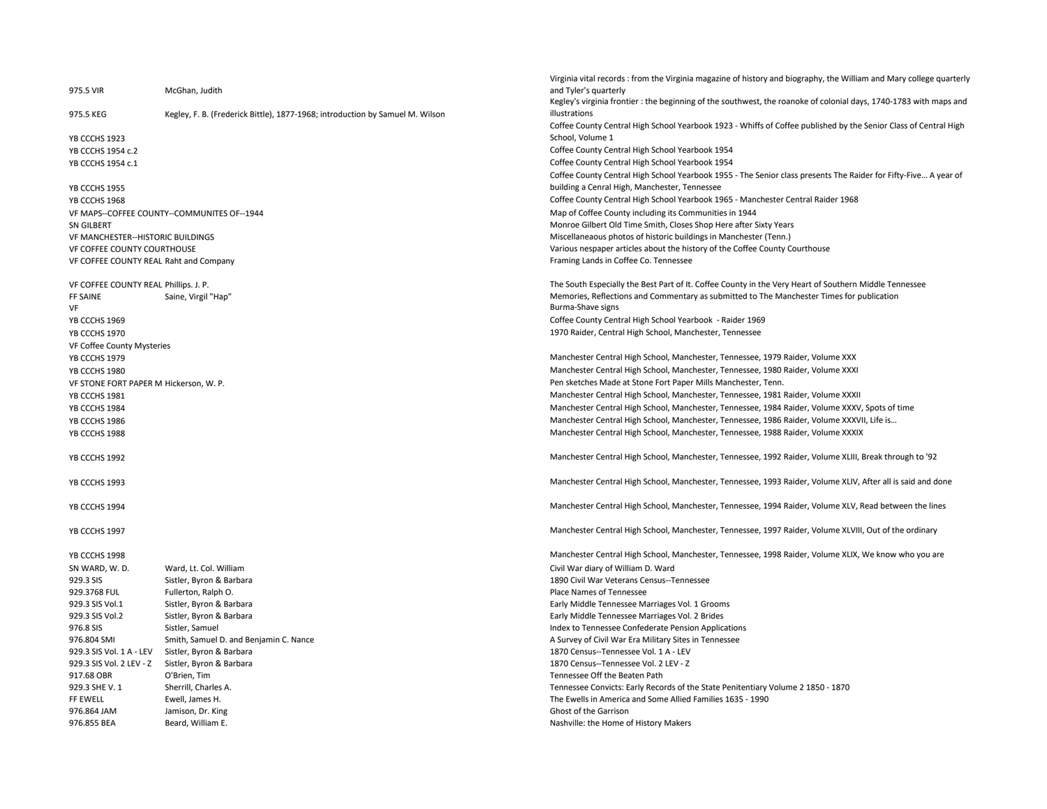| Call Number | Author | Title |
|---|---|---|
| 975.5 VIR | McGhan, Judith | Virginia vital records : from the Virginia magazine of history and biography, the William and Mary college quarterly and Tyler's quarterly |
| 975.5 KEG | Kegley, F. B. (Frederick Bittle), 1877-1968; introduction by Samuel M. Wilson | Kegley's virginia frontier : the beginning of the southwest, the roanoke of colonial days, 1740-1783 with maps and illustrations |
| YB CCCHS 1923 | | Coffee County Central High School Yearbook 1923 - Whiffs of Coffee published by the Senior Class of Central High School, Volume 1 |
| YB CCCHS 1954 c.2 | | Coffee County Central High School Yearbook 1954 |
| YB CCCHS 1954 c.1 | | Coffee County Central High School Yearbook 1954 |
| YB CCCHS 1955 | | Coffee County Central High School Yearbook 1955 - The Senior class presents The Raider for Fifty-Five... A year of building a Cenral High, Manchester, Tennessee |
| YB CCCHS 1968 | | Coffee County Central High School Yearbook 1965 - Manchester Central Raider 1968 |
| VF MAPS--COFFEE COUNTY--COMMUNITES OF--1944 | | Map of Coffee County including its Communities in 1944 |
| SN GILBERT | | Monroe Gilbert Old Time Smith, Closes Shop Here after Sixty Years |
| VF MANCHESTER--HISTORIC BUILDINGS | | Miscellaneaous photos of historic buildings in Manchester (Tenn.) |
| VF COFFEE COUNTY COURTHOUSE | | Various nespaper articles about the history of the Coffee County Courthouse |
| VF COFFEE COUNTY REAL | Raht and Company | Framing Lands in Coffee Co. Tennessee |
| VF COFFEE COUNTY REAL | Phillips. J. P. | The South Especially the Best Part of It. Coffee County in the Very Heart of Southern Middle Tennessee |
| FF SAINE | Saine, Virgil "Hap" | Memories, Reflections and Commentary as submitted to The Manchester Times for publication |
| VF | | Burma-Shave signs |
| YB CCCHS 1969 | | Coffee County Central High School Yearbook - Raider 1969 |
| YB CCCHS 1970 | | 1970 Raider, Central High School, Manchester, Tennessee |
| VF Coffee County Mysteries | | |
| YB CCCHS 1979 | | Manchester Central High School, Manchester, Tennessee, 1979 Raider, Volume XXX |
| YB CCCHS 1980 | | Manchester Central High School, Manchester, Tennessee, 1980 Raider, Volume XXXI |
| VF STONE FORT PAPER M | Hickerson, W. P. | Pen sketches Made at Stone Fort Paper Mills Manchester, Tenn. |
| YB CCCHS 1981 | | Manchester Central High School, Manchester, Tennessee, 1981 Raider, Volume XXXII |
| YB CCCHS 1984 | | Manchester Central High School, Manchester, Tennessee, 1984 Raider, Volume XXXV, Spots of time |
| YB CCCHS 1986 | | Manchester Central High School, Manchester, Tennessee, 1986 Raider, Volume XXXVII, Life is... |
| YB CCCHS 1988 | | Manchester Central High School, Manchester, Tennessee, 1988 Raider, Volume XXXIX |
| YB CCCHS 1992 | | Manchester Central High School, Manchester, Tennessee, 1992 Raider, Volume XLIII, Break through to '92 |
| YB CCCHS 1993 | | Manchester Central High School, Manchester, Tennessee, 1993 Raider, Volume XLIV, After all is said and done |
| YB CCCHS 1994 | | Manchester Central High School, Manchester, Tennessee, 1994 Raider, Volume XLV, Read between the lines |
| YB CCCHS 1997 | | Manchester Central High School, Manchester, Tennessee, 1997 Raider, Volume XLVIII, Out of the ordinary |
| YB CCCHS 1998 | | Manchester Central High School, Manchester, Tennessee, 1998 Raider, Volume XLIX, We know who you are |
| SN WARD, W. D. | Ward, Lt. Col. William | Civil War diary of William D. Ward |
| 929.3 SIS | Sistler, Byron & Barbara | 1890 Civil War Veterans Census--Tennessee |
| 929.3768 FUL | Fullerton, Ralph O. | Place Names of Tennessee |
| 929.3 SIS Vol.1 | Sistler, Byron & Barbara | Early Middle Tennessee Marriages Vol. 1 Grooms |
| 929.3 SIS Vol.2 | Sistler, Byron & Barbara | Early Middle Tennessee Marriages Vol. 2 Brides |
| 976.8 SIS | Sistler, Samuel | Index to Tennessee Confederate Pension Applications |
| 976.804 SMI | Smith, Samuel D. and Benjamin C. Nance | A Survey of Civil War Era Military Sites in Tennessee |
| 929.3 SIS Vol. 1 A - LEV | Sistler, Byron & Barbara | 1870 Census--Tennessee Vol. 1 A - LEV |
| 929.3 SIS Vol. 2 LEV - Z | Sistler, Byron & Barbara | 1870 Census--Tennessee Vol. 2 LEV - Z |
| 917.68 OBR | O'Brien, Tim | Tennessee Off the Beaten Path |
| 929.3 SHE V. 1 | Sherrill, Charles A. | Tennessee Convicts: Early Records of the State Penitentiary Volume 2 1850 - 1870 |
| FF EWELL | Ewell, James H. | The Ewells in America and Some Allied Families 1635 - 1990 |
| 976.864 JAM | Jamison, Dr. King | Ghost of the Garrison |
| 976.855 BEA | Beard, William E. | Nashville: the Home of History Makers |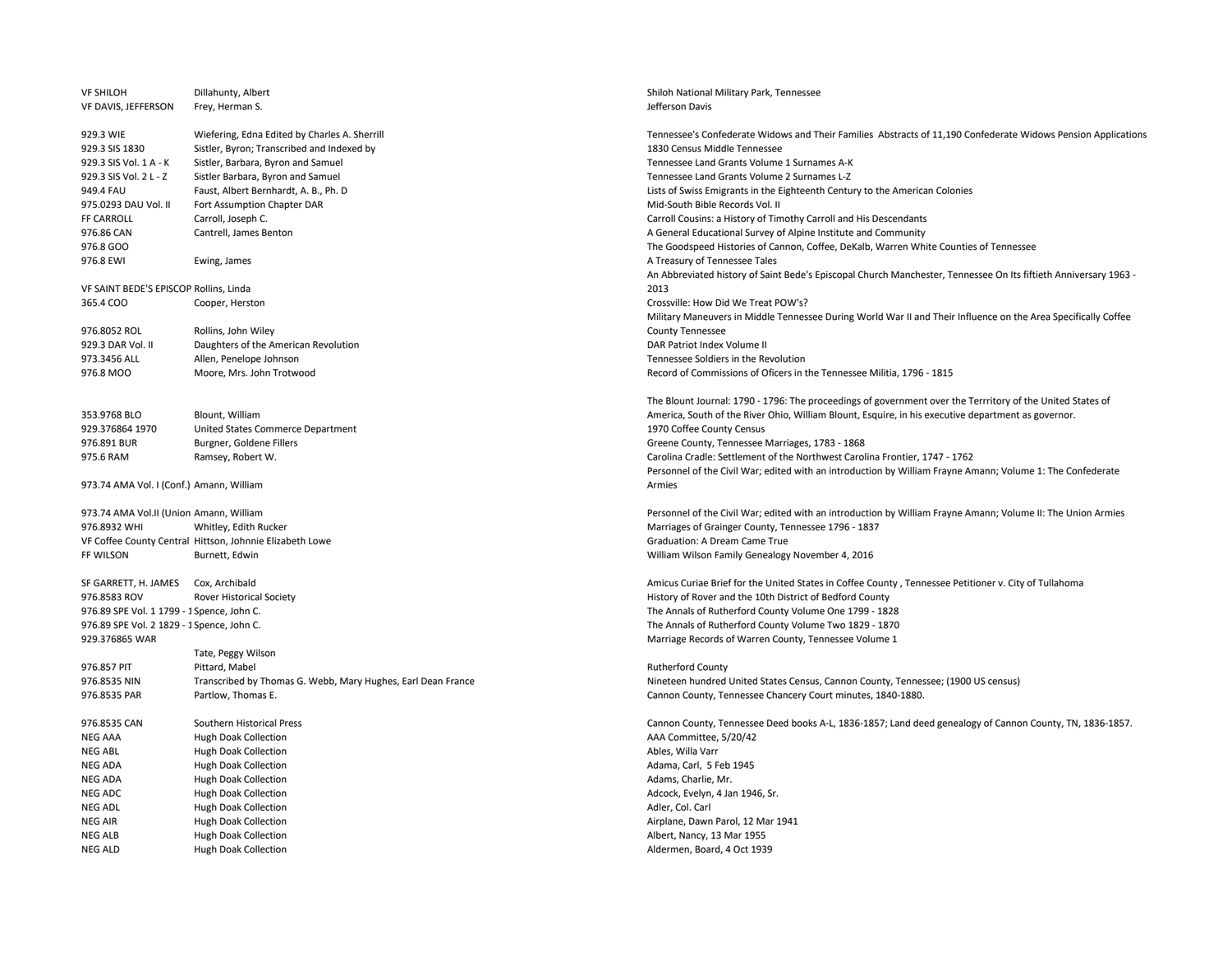| Call Number | Author | Title |
|---|---|---|
| VF SHILOH | Dillahunty, Albert | Shiloh National Military Park, Tennessee |
| VF DAVIS, JEFFERSON | Frey, Herman S. | Jefferson Davis |
| | | |
| 929.3 WIE | Wiefering, Edna Edited by Charles A. Sherrill | Tennessee's Confederate Widows and Their Families Abstracts of 11,190 Confederate Widows Pension Applications |
| 929.3 SIS 1830 | Sistler, Byron; Transcribed and Indexed by | 1830 Census Middle Tennessee |
| 929.3 SIS Vol. 1 A - K | Sistler, Barbara, Byron and Samuel | Tennessee Land Grants Volume 1 Surnames A-K |
| 929.3 SIS Vol. 2 L - Z | Sistler Barbara, Byron and Samuel | Tennessee Land Grants Volume 2 Surnames L-Z |
| 949.4 FAU | Faust, Albert Bernhardt, A. B., Ph. D | Lists of Swiss Emigrants in the Eighteenth Century to the American Colonies |
| 975.0293 DAU Vol. II | Fort Assumption Chapter DAR | Mid-South Bible Records Vol. II |
| FF CARROLL | Carroll, Joseph C. | Carroll Cousins: a History of Timothy Carroll and His Descendants |
| 976.86 CAN | Cantrell, James Benton | A General Educational Survey of Alpine Institute and Community |
| 976.8 GOO | | The Goodspeed Histories of Cannon, Coffee, DeKalb, Warren White Counties of Tennessee |
| 976.8 EWI | Ewing, James | A Treasury of Tennessee Tales |
| VF SAINT BEDE'S EPISCOP | Rollins, Linda | An Abbreviated history of Saint Bede's Episcopal Church Manchester, Tennessee On Its fiftieth Anniversary 1963 - 2013 |
| 365.4 COO | Cooper, Herston | Crossville: How Did We Treat POW's? |
| 976.8052 ROL | Rollins, John Wiley | Military Maneuvers in Middle Tennessee During World War II and Their Influence on the Area Specifically Coffee County Tennessee |
| 929.3 DAR Vol. II | Daughters of the American Revolution | DAR Patriot Index Volume II |
| 973.3456 ALL | Allen, Penelope Johnson | Tennessee Soldiers in the Revolution |
| 976.8 MOO | Moore, Mrs. John Trotwood | Record of Commissions of Oficers in the Tennessee Militia, 1796 - 1815 |
| | | |
| 353.9768 BLO | Blount, William | The Blount Journal: 1790 - 1796: The proceedings of government over the Terrritory of the United States of America, South of the River Ohio, William Blount, Esquire, in his executive department as governor. |
| 929.376864 1970 | United States Commerce Department | 1970 Coffee County Census |
| 976.891 BUR | Burgner, Goldene Fillers | Greene County, Tennessee Marriages, 1783 - 1868 |
| 975.6 RAM | Ramsey, Robert W. | Carolina Cradle: Settlement of the Northwest Carolina Frontier, 1747 - 1762 |
| 973.74 AMA Vol. I (Conf.) | Amann, William | Personnel of the Civil War; edited with an introduction by William Frayne Amann; Volume 1: The Confederate Armies |
| | | |
| 973.74 AMA Vol.II (Union | Amann, William | Personnel of the Civil War; edited with an introduction by William Frayne Amann; Volume II: The Union Armies |
| 976.8932 WHI | Whitley, Edith Rucker | Marriages of Grainger County, Tennessee 1796 - 1837 |
| VF Coffee County Central | Hittson, Johnnie Elizabeth Lowe | Graduation: A Dream Came True |
| FF WILSON | Burnett, Edwin | William Wilson Family Genealogy November 4, 2016 |
| | | |
| SF GARRETT, H. JAMES | Cox, Archibald | Amicus Curiae Brief for the United States in Coffee County , Tennessee Petitioner v. City of Tullahoma |
| 976.8583 ROV | Rover Historical Society | History of Rover and the 10th District of Bedford County |
| 976.89 SPE Vol. 1 1799 - 1 | Spence, John C. | The Annals of Rutherford County Volume One 1799 - 1828 |
| 976.89 SPE Vol. 2 1829 - 1 | Spence, John C. | The Annals of Rutherford County Volume Two 1829 - 1870 |
| 929.376865 WAR | | Marriage Records of Warren County, Tennessee Volume 1 |
| | Tate, Peggy Wilson | |
| 976.857 PIT | Pittard, Mabel | Rutherford County |
| 976.8535 NIN | Transcribed by Thomas G. Webb, Mary Hughes, Earl Dean France | Nineteen hundred United States Census, Cannon County, Tennessee; (1900 US census) |
| 976.8535 PAR | Partlow, Thomas E. | Cannon County, Tennessee Chancery Court minutes, 1840-1880. |
| | | |
| 976.8535 CAN | Southern Historical Press | Cannon County, Tennessee Deed books A-L, 1836-1857; Land deed genealogy of Cannon County, TN, 1836-1857. |
| NEG AAA | Hugh Doak Collection | AAA Committee, 5/20/42 |
| NEG ABL | Hugh Doak Collection | Ables, Willa Varr |
| NEG ADA | Hugh Doak Collection | Adama, Carl, 5 Feb 1945 |
| NEG ADA | Hugh Doak Collection | Adams, Charlie, Mr. |
| NEG ADC | Hugh Doak Collection | Adcock, Evelyn, 4 Jan 1946, Sr. |
| NEG ADL | Hugh Doak Collection | Adler, Col. Carl |
| NEG AIR | Hugh Doak Collection | Airplane, Dawn Parol, 12 Mar 1941 |
| NEG ALB | Hugh Doak Collection | Albert, Nancy, 13 Mar 1955 |
| NEG ALD | Hugh Doak Collection | Aldermen, Board, 4 Oct 1939 |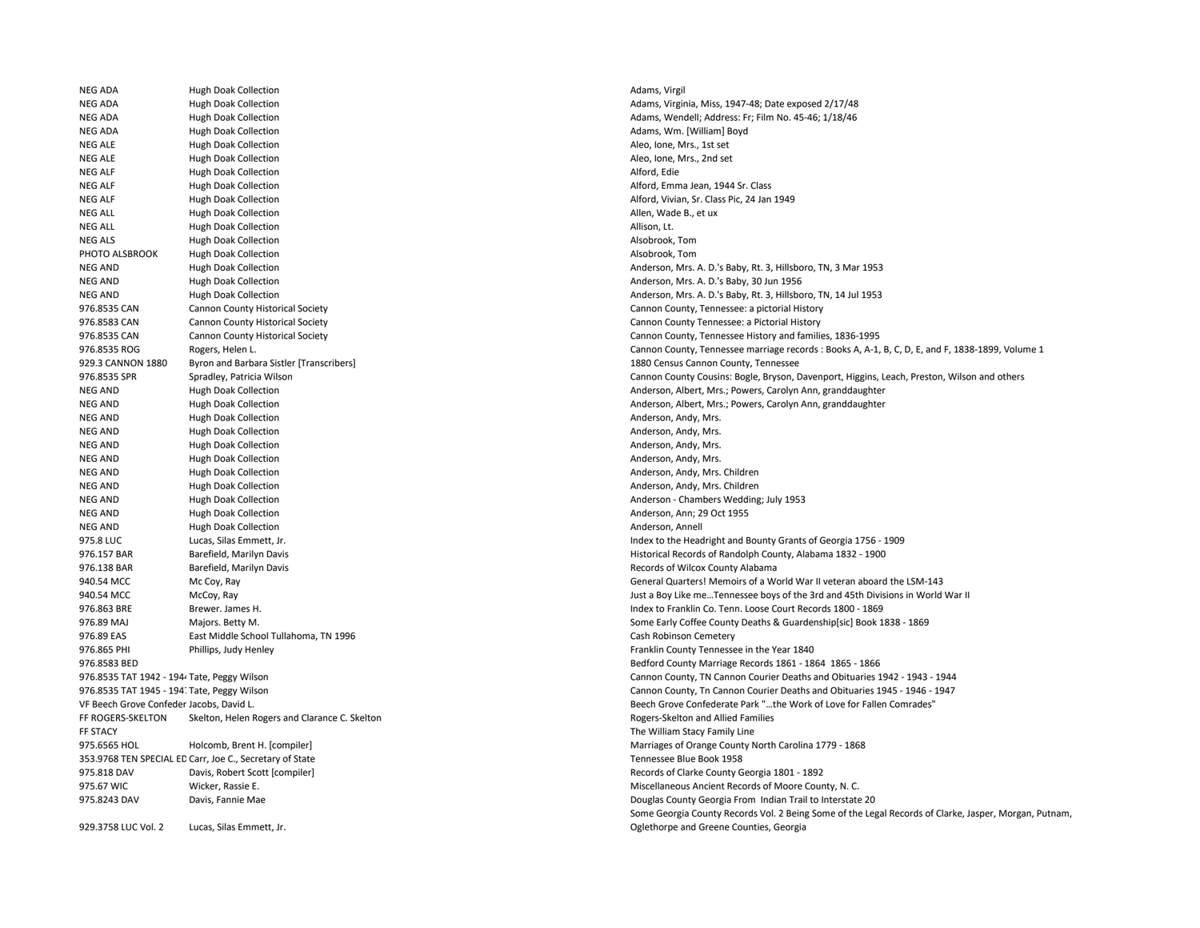| | | |
|---|---|---|
| NEG ADA | Hugh Doak Collection | Adams, Virgil |
| NEG ADA | Hugh Doak Collection | Adams, Virginia, Miss, 1947-48; Date exposed 2/17/48 |
| NEG ADA | Hugh Doak Collection | Adams, Wendell; Address: Fr; Film No. 45-46; 1/18/46 |
| NEG ADA | Hugh Doak Collection | Adams, Wm. [William] Boyd |
| NEG ALE | Hugh Doak Collection | Aleo, Ione, Mrs., 1st set |
| NEG ALE | Hugh Doak Collection | Aleo, Ione, Mrs., 2nd set |
| NEG ALF | Hugh Doak Collection | Alford, Edie |
| NEG ALF | Hugh Doak Collection | Alford, Emma Jean, 1944 Sr. Class |
| NEG ALF | Hugh Doak Collection | Alford, Vivian, Sr. Class Pic, 24 Jan 1949 |
| NEG ALL | Hugh Doak Collection | Allen, Wade B., et ux |
| NEG ALL | Hugh Doak Collection | Allison, Lt. |
| NEG ALS | Hugh Doak Collection | Alsobrook, Tom |
| PHOTO ALSBROOK | Hugh Doak Collection | Alsobrook, Tom |
| NEG AND | Hugh Doak Collection | Anderson, Mrs. A. D.'s Baby, Rt. 3, Hillsboro, TN, 3 Mar 1953 |
| NEG AND | Hugh Doak Collection | Anderson, Mrs. A. D.'s Baby, 30 Jun 1956 |
| NEG AND | Hugh Doak Collection | Anderson, Mrs. A. D.'s Baby, Rt. 3, Hillsboro, TN, 14 Jul 1953 |
| 976.8535 CAN | Cannon County Historical Society | Cannon County, Tennessee: a pictorial History |
| 976.8583 CAN | Cannon County Historical Society | Cannon County Tennessee: a Pictorial History |
| 976.8535 CAN | Cannon County Historical Society | Cannon County, Tennessee History and families, 1836-1995 |
| 976.8535 ROG | Rogers, Helen L. | Cannon County, Tennessee marriage records : Books A, A-1, B, C, D, E, and F, 1838-1899, Volume 1 |
| 929.3 CANNON 1880 | Byron and Barbara Sistler [Transcribers] | 1880 Census Cannon County, Tennessee |
| 976.8535 SPR | Spradley, Patricia Wilson | Cannon County Cousins: Bogle, Bryson, Davenport, Higgins, Leach, Preston, Wilson and others |
| NEG AND | Hugh Doak Collection | Anderson, Albert, Mrs.; Powers, Carolyn Ann, granddaughter |
| NEG AND | Hugh Doak Collection | Anderson, Albert, Mrs.; Powers, Carolyn Ann, granddaughter |
| NEG AND | Hugh Doak Collection | Anderson, Andy, Mrs. |
| NEG AND | Hugh Doak Collection | Anderson, Andy, Mrs. |
| NEG AND | Hugh Doak Collection | Anderson, Andy, Mrs. |
| NEG AND | Hugh Doak Collection | Anderson, Andy, Mrs. |
| NEG AND | Hugh Doak Collection | Anderson, Andy, Mrs. Children |
| NEG AND | Hugh Doak Collection | Anderson, Andy, Mrs. Children |
| NEG AND | Hugh Doak Collection | Anderson - Chambers Wedding; July 1953 |
| NEG AND | Hugh Doak Collection | Anderson, Ann; 29 Oct 1955 |
| NEG AND | Hugh Doak Collection | Anderson, Annell |
| 975.8 LUC | Lucas, Silas Emmett, Jr. | Index to the Headright and Bounty Grants of Georgia 1756 - 1909 |
| 976.157 BAR | Barefield, Marilyn Davis | Historical Records of Randolph County, Alabama 1832 - 1900 |
| 976.138 BAR | Barefield, Marilyn Davis | Records of Wilcox County Alabama |
| 940.54 MCC | Mc Coy, Ray | General Quarters! Memoirs of a World War II veteran aboard the LSM-143 |
| 940.54 MCC | McCoy, Ray | Just a Boy Like me...Tennessee boys of the 3rd and 45th Divisions in World War II |
| 976.863 BRE | Brewer. James H. | Index to Franklin Co. Tenn. Loose Court Records 1800 - 1869 |
| 976.89 MAJ | Majors. Betty M. | Some Early Coffee County Deaths & Guardenship[sic] Book 1838 - 1869 |
| 976.89 EAS | East Middle School Tullahoma, TN 1996 | Cash Robinson Cemetery |
| 976.865 PHI | Phillips, Judy Henley | Franklin County Tennessee in the Year 1840 |
| 976.8583 BED | | Bedford County Marriage Records 1861 - 1864 1865 - 1866 |
| 976.8535 TAT 1942 - 1944 | Tate, Peggy Wilson | Cannon County, TN Cannon Courier Deaths and Obituaries 1942 - 1943 - 1944 |
| 976.8535 TAT 1945 - 1947 | Tate, Peggy Wilson | Cannon County, Tn Cannon Courier Deaths and Obituaries 1945 - 1946 - 1947 |
| VF Beech Grove Confeder | Jacobs, David L. | Beech Grove Confederate Park "...the Work of Love for Fallen Comrades" |
| FF ROGERS-SKELTON | Skelton, Helen Rogers and Clarance C. Skelton | Rogers-Skelton and Allied Families |
| FF STACY | | The William Stacy Family Line |
| 975.6565 HOL | Holcomb, Brent H. [compiler] | Marriages of Orange County North Carolina 1779 - 1868 |
| 353.9768 TEN SPECIAL ED | Carr, Joe C., Secretary of State | Tennessee Blue Book 1958 |
| 975.818 DAV | Davis, Robert Scott [compiler] | Records of Clarke County Georgia 1801 - 1892 |
| 975.67 WIC | Wicker, Rassie E. | Miscellaneous Ancient Records of Moore County, N. C. |
| 975.8243 DAV | Davis, Fannie Mae | Douglas County Georgia From Indian Trail to Interstate 20 |
| 929.3758 LUC Vol. 2 | Lucas, Silas Emmett, Jr. | Some Georgia County Records Vol. 2 Being Some of the Legal Records of Clarke, Jasper, Morgan, Putnam, Oglethorpe and Greene Counties, Georgia |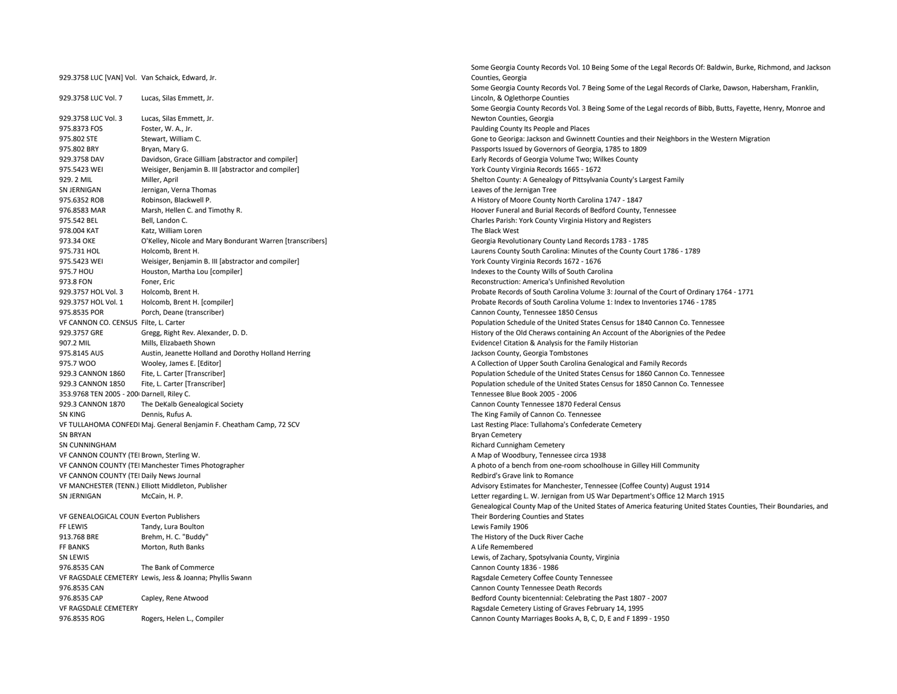| | | |
|---|---|---|
| 929.3758 LUC [VAN] Vol. | Van Schaick, Edward, Jr. | Some Georgia County Records Vol. 10 Being Some of the Legal Records Of: Baldwin, Burke, Richmond, and Jackson Counties, Georgia |
| 929.3758 LUC Vol. 7 | Lucas, Silas Emmett, Jr. | Some Georgia County Records Vol. 7 Being Some of the Legal Records of Clarke, Dawson, Habersham, Franklin, Lincoln, & Oglethorpe Counties |
| 929.3758 LUC Vol. 3 | Lucas, Silas Emmett, Jr. | Some Georgia County Records Vol. 3 Being Some of the Legal records of Bibb, Butts, Fayette, Henry, Monroe and Newton Counties, Georgia |
| 975.8373 FOS | Foster, W. A., Jr. | Paulding County Its People and Places |
| 975.802 STE | Stewart, William C. | Gone to Georiga: Jackson and Gwinnett Counties and their Neighbors in the Western Migration |
| 975.802 BRY | Bryan, Mary G. | Passports Issued by Governors of Georgia, 1785 to 1809 |
| 929.3758 DAV | Davidson, Grace Gilliam [abstractor and compiler] | Early Records of Georgia Volume Two; Wilkes County |
| 975.5423 WEI | Weisiger, Benjamin B. III [abstractor and compiler] | York County Virginia Records 1665 - 1672 |
| 929. 2 MIL | Miller, April | Shelton County: A Genealogy of Pittsylvania County's Largest Family |
| SN JERNIGAN | Jernigan, Verna Thomas | Leaves of the Jernigan Tree |
| 975.6352 ROB | Robinson, Blackwell P. | A History of Moore County North Carolina 1747 - 1847 |
| 976.8583 MAR | Marsh, Hellen C. and Timothy R. | Hoover Funeral and Burial Records of Bedford County, Tennessee |
| 975.542 BEL | Bell, Landon C. | Charles Parish: York County Virginia History and Registers |
| 978.004 KAT | Katz, William Loren | The Black West |
| 973.34 OKE | O'Kelley, Nicole and Mary Bondurant Warren [transcribers] | Georgia Revolutionary County Land Records 1783 - 1785 |
| 975.731 HOL | Holcomb, Brent H. | Laurens County South Carolina: Minutes of the County Court 1786 - 1789 |
| 975.5423 WEI | Weisiger, Benjamin B. III [abstractor and compiler] | York County Virginia Records 1672 - 1676 |
| 975.7 HOU | Houston, Martha Lou [compiler] | Indexes to the County Wills of South Carolina |
| 973.8 FON | Foner, Eric | Reconstruction: America's Unfinished Revolution |
| 929.3757 HOL Vol. 3 | Holcomb, Brent H. | Probate Records of South Carolina Volume 3: Journal of the Court of Ordinary 1764 - 1771 |
| 929.3757 HOL Vol. 1 | Holcomb, Brent H. [compiler] | Probate Records of South Carolina Volume 1: Index to Inventories 1746 - 1785 |
| 975.8535 POR | Porch, Deane (transcriber) | Cannon County, Tennessee 1850 Census |
| VF CANNON CO. CENSUS | Filte, L. Carter | Population Schedule of the United States Census for 1840 Cannon Co. Tennessee |
| 929.3757 GRE | Gregg, Right Rev. Alexander, D. D. | History of the Old Cheraws containing An Account of the Aborignies of the Pedee |
| 907.2 MIL | Mills, Elizabaeth Shown | Evidence! Citation & Analysis for the Family Historian |
| 975.8145 AUS | Austin, Jeanette Holland and Dorothy Holland Herring | Jackson County, Georgia Tombstones |
| 975.7 WOO | Wooley, James E. [Editor] | A Collection of Upper South Carolina Genalogical and Family Records |
| 929.3 CANNON 1860 | Fite, L. Carter [Transcriber] | Population Schedule of the United States Census for 1860 Cannon Co. Tennessee |
| 929.3 CANNON 1850 | Fite, L. Carter [Transcriber] | Population schedule of the United States Census for 1850 Cannon Co. Tennessee |
| 353.9768 TEN 2005 - 200 | Darnell, Riley C. | Tennessee Blue Book 2005 - 2006 |
| 929.3 CANNON 1870 | The DeKalb Genealogical Society | Cannon County Tennessee 1870 Federal Census |
| SN KING | Dennis, Rufus A. | The King Family of Cannon Co. Tennessee |
| VF TULLAHOMA CONFEDI | Maj. General Benjamin F. Cheatham Camp, 72 SCV | Last Resting Place: Tullahoma's Confederate Cemetery |
| SN BRYAN | | Bryan Cemetery |
| SN CUNNINGHAM | | Richard Cunnigham Cemetery |
| VF CANNON COUNTY (TEI | Brown, Sterling W. | A Map of Woodbury, Tennessee circa 1938 |
| VF CANNON COUNTY (TEI | Manchester Times Photographer | A photo of a bench from one-room schoolhouse in Gilley Hill Community |
| VF CANNON COUNTY (TEI | Daily News Journal | Redbird's Grave link to Romance |
| VF MANCHESTER (TENN.) | Elliott Middleton, Publisher | Advisory Estimates for Manchester, Tennessee (Coffee County) August 1914 |
| SN JERNIGAN | McCain, H. P. | Letter regarding L. W. Jernigan from US War Department's Office 12 March 1915 |
| VF GENEALOGICAL COUN | Everton Publishers | Genealogical County Map of the United States of America featuring United States Counties, Their Boundaries, and Their Bordering Counties and States |
| FF LEWIS | Tandy, Lura Boulton | Lewis Family 1906 |
| 913.768 BRE | Brehm, H. C. "Buddy" | The History of the Duck River Cache |
| FF BANKS | Morton, Ruth Banks | A Life Remembered |
| SN LEWIS | | Lewis, of Zachary, Spotsylvania County, Virginia |
| 976.8535 CAN | The Bank of Commerce | Cannon County 1836 - 1986 |
| VF RAGSDALE CEMETERY | Lewis, Jess & Joanna; Phyllis Swann | Ragsdale Cemetery Coffee County Tennessee |
| 976.8535 CAN | | Cannon County Tennessee Death Records |
| 976.8535 CAP | Capley, Rene Atwood | Bedford County bicentennial: Celebrating the Past 1807 - 2007 |
| VF RAGSDALE CEMETERY | | Ragsdale Cemetery Listing of Graves February 14, 1995 |
| 976.8535 ROG | Rogers, Helen L., Compiler | Cannon County Marriages Books A, B, C, D, E and F 1899 - 1950 |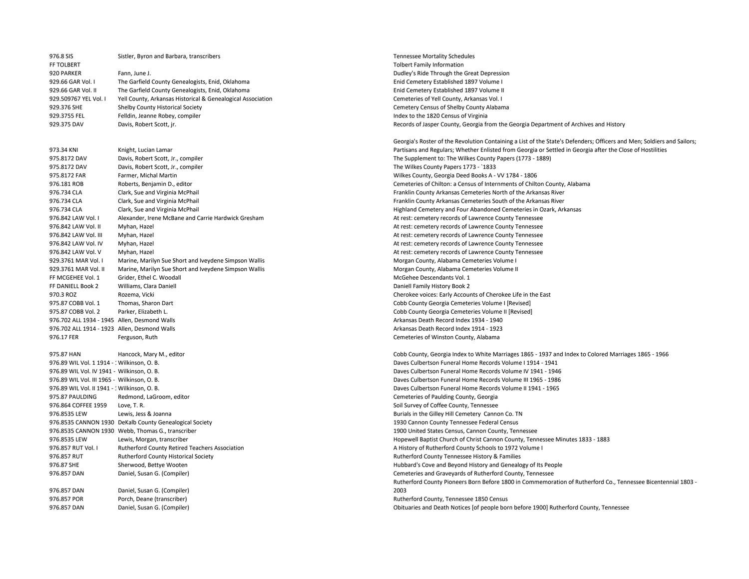| | | |
|---|---|---|
| 976.8 SIS | Sistler, Byron and Barbara, transcribers | Tennessee Mortality Schedules |
| FF TOLBERT | | Tolbert Family Information |
| 920 PARKER | Fann, June J. | Dudley's Ride Through the Great Depression |
| 929.66 GAR Vol. I | The Garfield County Genealogists, Enid, Oklahoma | Enid Cemetery Established 1897 Volume I |
| 929.66 GAR Vol. II | The Garfield County Genealogists, Enid, Oklahoma | Enid Cemetery Established 1897 Volume II |
| 929.509767 YEL Vol. I | Yell County, Arkansas Historical & Genealogical Association | Cemeteries of Yell County, Arkansas Vol. I |
| 929.376 SHE | Shelby County Historical Society | Cemetery Census of Shelby County Alabama |
| 929.3755 FEL | Felldin, Jeanne Robey, compiler | Index to the 1820 Census of Virginia |
| 929.375 DAV | Davis, Robert Scott, jr. | Records of Jasper County, Georgia from the Georgia Department of Archives and History |
| 973.34 KNI | Knight, Lucian Lamar | Georgia's Roster of the Revolution Containing a List of the State's Defenders; Officers and Men; Soldiers and Sailors; Partisans and Regulars; Whether Enlisted from Georgia or Settled in Georgia after the Close of Hostilities |
| 975.8172 DAV | Davis, Robert Scott, Jr., compiler | The Supplement to: The Wilkes County Papers (1773 - 1889) |
| 975.8172 DAV | Davis, Robert Scott, Jr., compiler | The Wilkes County Papers 1773 - `1833 |
| 975.8172 FAR | Farmer, Michal Martin | Wilkes County, Georgia Deed Books A - VV 1784 - 1806 |
| 976.181 ROB | Roberts, Benjamin D., editor | Cemeteries of Chilton: a Census of Internments of Chilton County, Alabama |
| 976.734 CLA | Clark, Sue and Virginia McPhail | Franklin County Arkansas Cemeteries North of the Arkansas River |
| 976.734 CLA | Clark, Sue and Virginia McPhail | Franklin County Arkansas Cemeteries South of the Arkansas River |
| 976.734 CLA | Clark, Sue and Virginia McPhail | Highland Cemetery and Four Abandoned Cemeteries in Ozark, Arkansas |
| 976.842 LAW Vol. I | Alexander, Irene McBane and Carrie Hardwick Gresham | At rest: cemetery records of Lawrence County Tennessee |
| 976.842 LAW Vol. II | Myhan, Hazel | At rest: cemetery records of Lawrence County Tennessee |
| 976.842 LAW Vol. III | Myhan, Hazel | At rest: cemetery records of Lawrence County Tennessee |
| 976.842 LAW Vol. IV | Myhan, Hazel | At rest: cemetery records of Lawrence County Tennessee |
| 976.842 LAW Vol. V | Myhan, Hazel | At rest: cemetery records of Lawrence County Tennessee |
| 929.3761 MAR Vol. I | Marine, Marilyn Sue Short and Iveydene Simpson Wallis | Morgan County, Alabama Cemeteries Volume I |
| 929.3761 MAR Vol. II | Marine, Marilyn Sue Short and Iveydene Simpson Wallis | Morgan County, Alabama Cemeteries Volume II |
| FF MCGEHEE Vol. 1 | Grider, Ethel C. Woodall | McGehee Descendants Vol. 1 |
| FF DANIELL Book 2 | Williams, Clara Daniell | Daniell Family History Book 2 |
| 970.3 ROZ | Rozema, Vicki | Cherokee voices: Early Accounts of Cherokee Life in the East |
| 975.87 COBB Vol. 1 | Thomas, Sharon Dart | Cobb County Georgia Cemeteries Volume I [Revised] |
| 975.87 COBB Vol. 2 | Parker, Elizabeth L. | Cobb County Georgia Cemeteries Volume II [Revised] |
| 976.702 ALL 1934 - 1945 | Allen, Desmond Walls | Arkansas Death Record Index 1934 - 1940 |
| 976.702 ALL 1914 - 1923 | Allen, Desmond Walls | Arkansas Death Record Index 1914 - 1923 |
| 976.17 FER | Ferguson, Ruth | Cemeteries of Winston County, Alabama |
| 975.87 HAN | Hancock, Mary M., editor | Cobb County, Georgia Index to White Marriages 1865 - 1937 and Index to Colored Marriages 1865 - 1966 |
| 976.89 WIL Vol. 1 1914 - : | Wilkinson, O. B. | Daves Culbertson Funeral Home Records Volume I 1914 - 1941 |
| 976.89 WIL Vol. IV 1941 - | Wilkinson, O. B. | Daves Culbertson Funeral Home Records Volume IV 1941 - 1946 |
| 976.89 WIL Vol. III 1965 - | Wilkinson, O. B. | Daves Culbertson Funeral Home Records Volume III 1965 - 1986 |
| 976.89 WIL Vol. II 1941 - : | Wilkinson, O. B. | Daves Culbertson Funeral Home Records Volume II 1941 - 1965 |
| 975.87 PAULDING | Redmond, LaGroom, editor | Cemeteries of Paulding County, Georgia |
| 976.864 COFFEE 1959 | Love, T. R. | Soil Survey of Coffee County, Tennessee |
| 976.8535 LEW | Lewis, Jess & Joanna | Burials in the Gilley Hill Cemetery Cannon Co. TN |
| 976.8535 CANNON 1930 | DeKalb County Genealogical Society | 1930 Cannon County Tennessee Federal Census |
| 976.8535 CANNON 1930 | Webb, Thomas G., transcriber | 1900 United States Census, Cannon County, Tennessee |
| 976.8535 LEW | Lewis, Morgan, transcriber | Hopewell Baptist Church of Christ Cannon County, Tennessee Minutes 1833 - 1883 |
| 976.857 RUT Vol. I | Rutherford County Retired Teachers Association | A History of Rutherford County Schools to 1972 Volume I |
| 976.857 RUT | Rutherford County Historical Society | Rutherford County Tennessee History & Families |
| 976.87 SHE | Sherwood, Bettye Wooten | Hubbard's Cove and Beyond History and Genealogy of Its People |
| 976.857 DAN | Daniel, Susan G. (Compiler) | Cemeteries and Graveyards of Rutherford County, Tennessee |
| 976.857 DAN | Daniel, Susan G. (Compiler) | Rutherford County Pioneers Born Before 1800 in Commemoration of Rutherford Co., Tennessee Bicentennial 1803 - 2003 |
| 976.857 POR | Porch, Deane (transcriber) | Rutherford County, Tennessee 1850 Census |
| 976.857 DAN | Daniel, Susan G. (Compiler) | Obituaries and Death Notices [of people born before 1900] Rutherford County, Tennessee |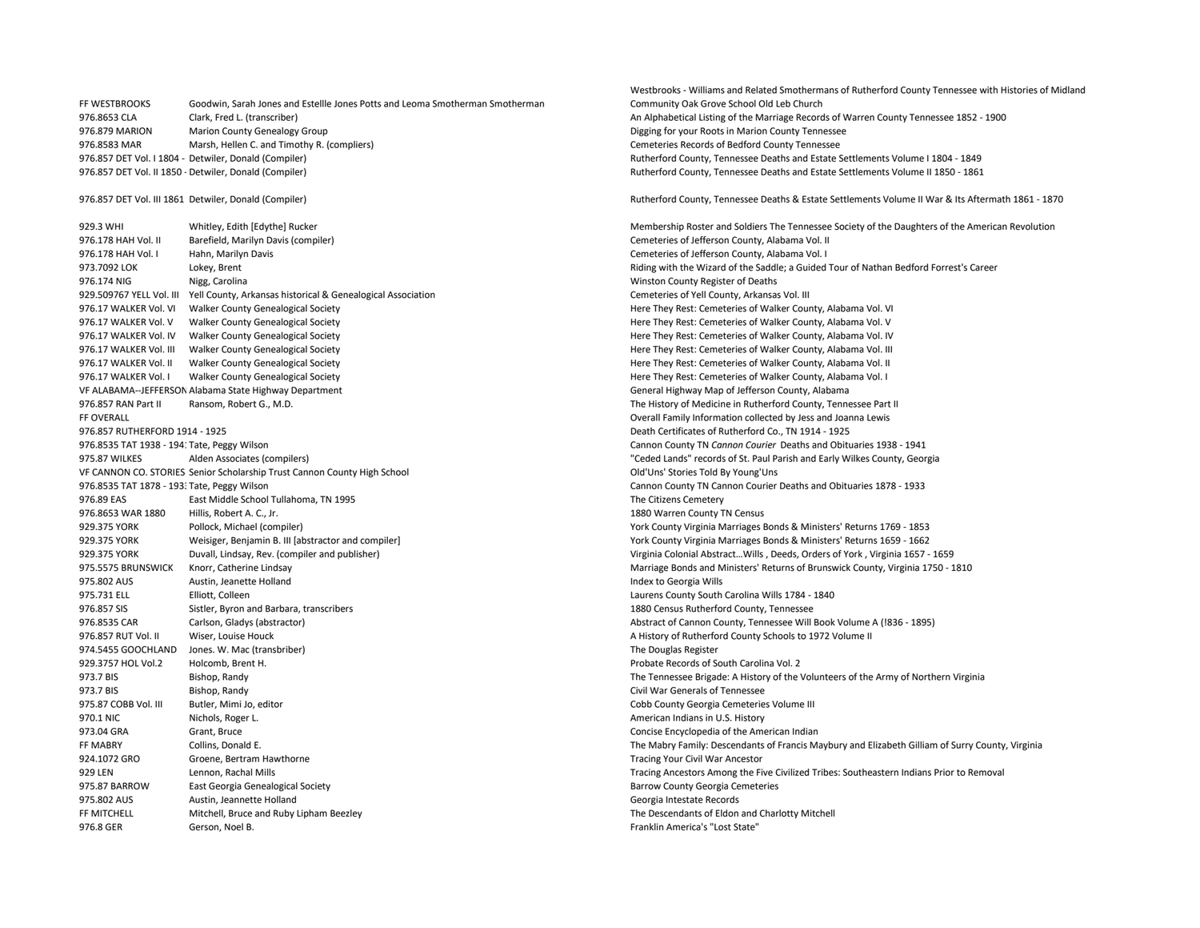| | | |
|---|---|---|
| FF WESTBROOKS | Goodwin, Sarah Jones and Estellle Jones Potts and Leoma Smotherman Smotherman | Westbrooks - Williams and Related Smothermans of Rutherford County Tennessee with Histories of Midland Community Oak Grove School Old Leb Church |
| 976.8653 CLA | Clark, Fred L. (transcriber) | An Alphabetical Listing of the Marriage Records of Warren County Tennessee 1852 - 1900 |
| 976.879 MARION | Marion County Genealogy Group | Digging for your Roots in Marion County Tennessee |
| 976.8583 MAR | Marsh, Hellen C. and Timothy R. (compliers) | Cemeteries Records of Bedford County Tennessee |
| 976.857 DET Vol. I 1804 - | Detwiler, Donald (Compiler) | Rutherford County, Tennessee Deaths and Estate Settlements Volume I 1804 - 1849 |
| 976.857 DET Vol. II 1850 - | Detwiler, Donald (Compiler) | Rutherford County, Tennessee Deaths and Estate Settlements Volume II 1850 - 1861 |
| 976.857 DET Vol. III 1861 | Detwiler, Donald (Compiler) | Rutherford County, Tennessee Deaths & Estate Settlements Volume II War & Its Aftermath 1861 - 1870 |
| 929.3 WHI | Whitley, Edith [Edythe] Rucker | Membership Roster and Soldiers The Tennessee Society of the Daughters of the American Revolution |
| 976.178 HAH Vol. II | Barefield, Marilyn Davis (compiler) | Cemeteries of Jefferson County, Alabama Vol. II |
| 976.178 HAH Vol. I | Hahn, Marilyn Davis | Cemeteries of Jefferson County, Alabama Vol. I |
| 973.7092 LOK | Lokey, Brent | Riding with the Wizard of the Saddle; a Guided Tour of Nathan Bedford Forrest's Career |
| 976.174 NIG | Nigg, Carolina | Winston County Register of Deaths |
| 929.509767 YELL Vol. III | Yell County, Arkansas historical & Genealogical Association | Cemeteries of Yell County, Arkansas Vol. III |
| 976.17 WALKER Vol. VI | Walker County Genealogical Society | Here They Rest: Cemeteries of Walker County, Alabama Vol. VI |
| 976.17 WALKER Vol. V | Walker County Genealogical Society | Here They Rest: Cemeteries of Walker County, Alabama Vol. V |
| 976.17 WALKER Vol. IV | Walker County Genealogical Society | Here They Rest: Cemeteries of Walker County, Alabama Vol. IV |
| 976.17 WALKER Vol. III | Walker County Genealogical Society | Here They Rest: Cemeteries of Walker County, Alabama Vol. III |
| 976.17 WALKER Vol. II | Walker County Genealogical Society | Here They Rest: Cemeteries of Walker County, Alabama Vol. II |
| 976.17 WALKER Vol. I | Walker County Genealogical Society | Here They Rest: Cemeteries of Walker County, Alabama Vol. I |
| VF ALABAMA--JEFFERSON | Alabama State Highway Department | General Highway Map of Jefferson County, Alabama |
| 976.857 RAN Part II | Ransom, Robert G., M.D. | The History of Medicine in Rutherford County, Tennessee Part II |
| FF OVERALL | | Overall Family Information collected by Jess and Joanna Lewis |
| 976.857 RUTHERFORD 1914 - 1925 | | Death Certificates of Rutherford Co., TN 1914 - 1925 |
| 976.8535 TAT 1938 - 194 | Tate, Peggy Wilson | Cannon County TN *Cannon Courier* Deaths and Obituaries 1938 - 1941 |
| 975.87 WILKES | Alden Associates (compilers) | "Ceded Lands" records of St. Paul Parish and Early Wilkes County, Georgia |
| VF CANNON CO. STORIES | Senior Scholarship Trust Cannon County High School | Old'Uns' Stories Told By Young'Uns |
| 976.8535 TAT 1878 - 193 | Tate, Peggy Wilson | Cannon County TN Cannon Courier Deaths and Obituaries 1878 - 1933 |
| 976.89 EAS | East Middle School Tullahoma, TN 1995 | The Citizens Cemetery |
| 976.8653 WAR 1880 | Hillis, Robert A. C., Jr. | 1880 Warren County TN Census |
| 929.375 YORK | Pollock, Michael (compiler) | York County Virginia Marriages Bonds & Ministers' Returns 1769 - 1853 |
| 929.375 YORK | Weisiger, Benjamin B. III [abstractor and compiler] | York County Virginia Marriages Bonds & Ministers' Returns 1659 - 1662 |
| 929.375 YORK | Duvall, Lindsay, Rev. (compiler and publisher) | Virginia Colonial Abstract…Wills , Deeds, Orders of York , Virginia 1657 - 1659 |
| 975.5575 BRUNSWICK | Knorr, Catherine Lindsay | Marriage Bonds and Ministers' Returns of Brunswick County, Virginia 1750 - 1810 |
| 975.802 AUS | Austin, Jeanette Holland | Index to Georgia Wills |
| 975.731 ELL | Elliott, Colleen | Laurens County South Carolina Wills 1784 - 1840 |
| 976.857 SIS | Sistler, Byron and Barbara, transcribers | 1880 Census Rutherford County, Tennessee |
| 976.8535 CAR | Carlson, Gladys (abstractor) | Abstract of Cannon County, Tennessee Will Book Volume A (!836 - 1895) |
| 976.857 RUT Vol. II | Wiser, Louise Houck | A History of Rutherford County Schools to 1972 Volume II |
| 974.5455 GOOCHLAND | Jones. W. Mac (transbriber) | The Douglas Register |
| 929.3757 HOL Vol.2 | Holcomb, Brent H. | Probate Records of South Carolina Vol. 2 |
| 973.7 BIS | Bishop, Randy | The Tennessee Brigade: A History of the Volunteers of the Army of Northern Virginia |
| 973.7 BIS | Bishop, Randy | Civil War Generals of Tennessee |
| 975.87 COBB Vol. III | Butler, Mimi Jo, editor | Cobb County Georgia Cemeteries Volume III |
| 970.1 NIC | Nichols, Roger L. | American Indians in U.S. History |
| 973.04 GRA | Grant, Bruce | Concise Encyclopedia of the American Indian |
| FF MABRY | Collins, Donald E. | The Mabry Family: Descendants of Francis Maybury and Elizabeth Gilliam of Surry County, Virginia |
| 924.1072 GRO | Groene, Bertram Hawthorne | Tracing Your Civil War Ancestor |
| 929 LEN | Lennon, Rachal Mills | Tracing Ancestors Among the Five Civilized Tribes: Southeastern Indians Prior to Removal |
| 975.87 BARROW | East Georgia Genealogical Society | Barrow County Georgia Cemeteries |
| 975.802 AUS | Austin, Jeannette Holland | Georgia Intestate Records |
| FF MITCHELL | Mitchell, Bruce and Ruby Lipham Beezley | The Descendants of Eldon and Charlotty Mitchell |
| 976.8 GER | Gerson, Noel B. | Franklin America's "Lost State" |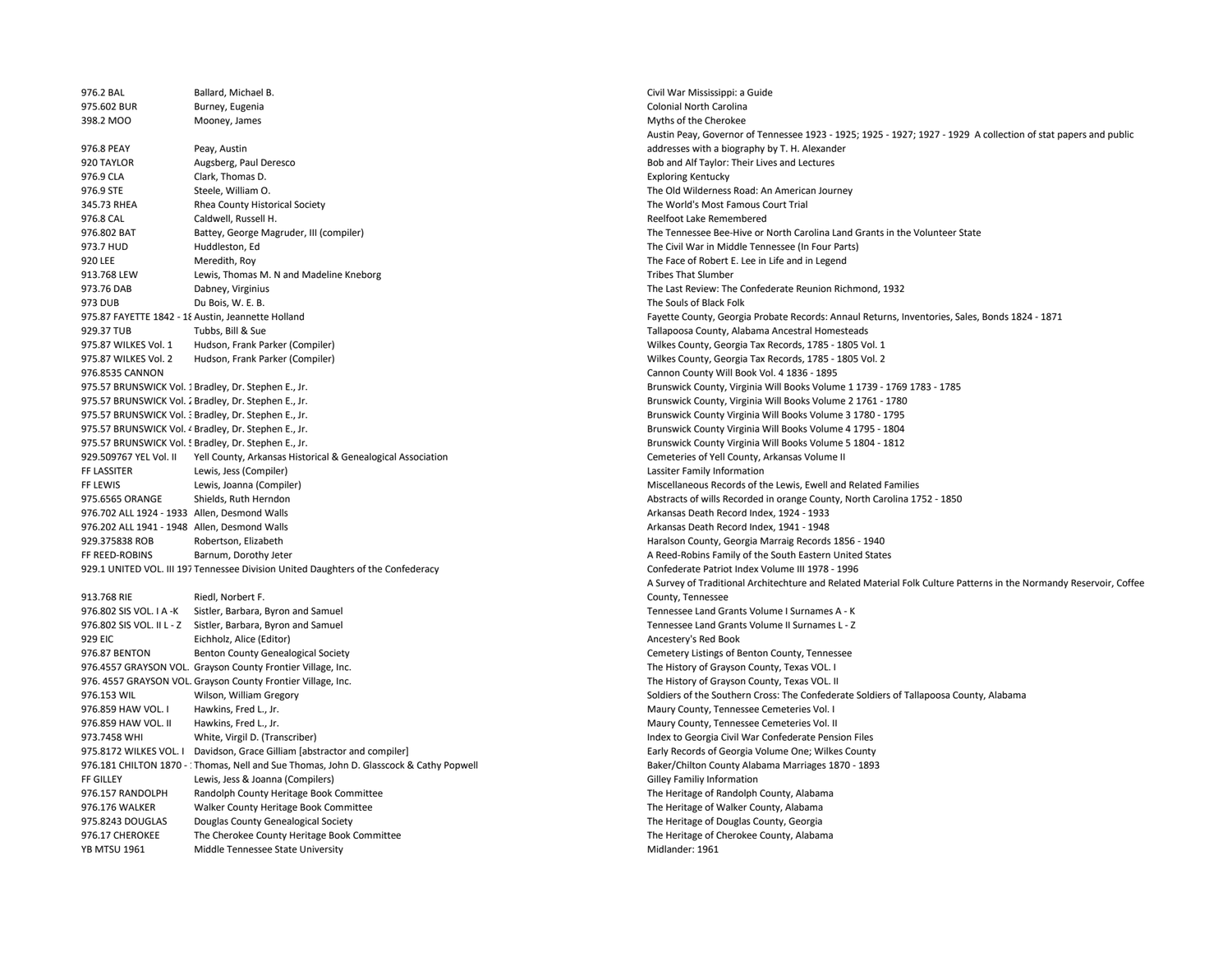| | | |
|---|---|---|
| 976.2 BAL | Ballard, Michael B. | Civil War Mississippi: a Guide |
| 975.602 BUR | Burney, Eugenia | Colonial North Carolina |
| 398.2 MOO | Mooney, James | Myths of the Cherokee |
| 976.8 PEAY | Peay, Austin | Austin Peay, Governor of Tennessee 1923 - 1925; 1925 - 1927; 1927 - 1929 A collection of stat papers and public addresses with a biography by T. H. Alexander |
| 920 TAYLOR | Augsberg, Paul Deresco | Bob and Alf Taylor: Their Lives and Lectures |
| 976.9 CLA | Clark, Thomas D. | Exploring Kentucky |
| 976.9 STE | Steele, William O. | The Old Wilderness Road: An American Journey |
| 345.73 RHEA | Rhea County Historical Society | The World's Most Famous Court Trial |
| 976.8 CAL | Caldwell, Russell H. | Reelfoot Lake Remembered |
| 976.802 BAT | Battey, George Magruder, III (compiler) | The Tennessee Bee-Hive or North Carolina Land Grants in the Volunteer State |
| 973.7 HUD | Huddleston, Ed | The Civil War in Middle Tennessee (In Four Parts) |
| 920 LEE | Meredith, Roy | The Face of Robert E. Lee in Life and in Legend |
| 913.768 LEW | Lewis, Thomas M. N and Madeline Kneborg | Tribes That Slumber |
| 973.76 DAB | Dabney, Virginius | The Last Review: The Confederate Reunion Richmond, 1932 |
| 973 DUB | Du Bois, W. E. B. | The Souls of Black Folk |
| 975.87 FAYETTE 1842 - 18 | Austin, Jeannette Holland | Fayette County, Georgia Probate Records: Annaul Returns, Inventories, Sales, Bonds 1824 - 1871 |
| 929.37 TUB | Tubbs, Bill & Sue | Tallapoosa County, Alabama Ancestral Homesteads |
| 975.87 WILKES Vol. 1 | Hudson, Frank Parker (Compiler) | Wilkes County, Georgia Tax Records, 1785 - 1805 Vol. 1 |
| 975.87 WILKES Vol. 2 | Hudson, Frank Parker (Compiler) | Wilkes County, Georgia Tax Records, 1785 - 1805 Vol. 2 |
| 976.8535 CANNON | | Cannon County Will Book Vol. 4 1836 - 1895 |
| 975.57 BRUNSWICK Vol. 1 | Bradley, Dr. Stephen E., Jr. | Brunswick County, Virginia Will Books Volume 1 1739 - 1769 1783 - 1785 |
| 975.57 BRUNSWICK Vol. 2 | Bradley, Dr. Stephen E., Jr. | Brunswick County, Virginia Will Books Volume 2 1761 - 1780 |
| 975.57 BRUNSWICK Vol. 3 | Bradley, Dr. Stephen E., Jr. | Brunswick County Virginia Will Books Volume 3 1780 - 1795 |
| 975.57 BRUNSWICK Vol. 4 | Bradley, Dr. Stephen E., Jr. | Brunswick County Virginia Will Books Volume 4 1795 - 1804 |
| 975.57 BRUNSWICK Vol. 5 | Bradley, Dr. Stephen E., Jr. | Brunswick County Virginia Will Books Volume 5 1804 - 1812 |
| 929.509767 YEL Vol. II | Yell County, Arkansas Historical & Genealogical Association | Cemeteries of Yell County, Arkansas Volume II |
| FF LASSITER | Lewis, Jess (Compiler) | Lassiter Family Information |
| FF LEWIS | Lewis, Joanna (Compiler) | Miscellaneous Records of the Lewis, Ewell and Related Families |
| 975.6565 ORANGE | Shields, Ruth Herndon | Abstracts of wills Recorded in orange County, North Carolina 1752 - 1850 |
| 976.702 ALL 1924 - 1933 | Allen, Desmond Walls | Arkansas Death Record Index, 1924 - 1933 |
| 976.202 ALL 1941 - 1948 | Allen, Desmond Walls | Arkansas Death Record Index, 1941 - 1948 |
| 929.375838 ROB | Robertson, Elizabeth | Haralson County, Georgia Marraig Records 1856 - 1940 |
| FF REED-ROBINS | Barnum, Dorothy Jeter | A Reed-Robins Family of the South Eastern United States |
| 929.1 UNITED VOL. III 197 | Tennessee Division United Daughters of the Confederacy | Confederate Patriot Index Volume III 1978 - 1996 |
| 913.768 RIE | Riedl, Norbert F. | A Survey of Traditional Architechture and Related Material Folk Culture Patterns in the Normandy Reservoir, Coffee County, Tennessee |
| 976.802 SIS VOL. I A -K | Sistler, Barbara, Byron and Samuel | Tennessee Land Grants Volume I Surnames A - K |
| 976.802 SIS VOL. II L - Z | Sistler, Barbara, Byron and Samuel | Tennessee Land Grants Volume II Surnames L - Z |
| 929 EIC | Eichholz, Alice (Editor) | Ancestery's Red Book |
| 976.87 BENTON | Benton County Genealogical Society | Cemetery Listings of Benton County, Tennessee |
| 976.4557 GRAYSON VOL. | Grayson County Frontier Village, Inc. | The History of Grayson County, Texas VOL. I |
| 976. 4557 GRAYSON VOL. | Grayson County Frontier Village, Inc. | The History of Grayson County, Texas VOL. II |
| 976.153 WIL | Wilson, William Gregory | Soldiers of the Southern Cross: The Confederate Soldiers of Tallapoosa County, Alabama |
| 976.859 HAW VOL. I | Hawkins, Fred L., Jr. | Maury County, Tennessee Cemeteries Vol. I |
| 976.859 HAW VOL. II | Hawkins, Fred L., Jr. | Maury County, Tennessee Cemeteries Vol. II |
| 973.7458 WHI | White, Virgil D. (Transcriber) | Index to Georgia Civil War Confederate Pension Files |
| 975.8172 WILKES VOL. I | Davidson, Grace Gilliam [abstractor and compiler] | Early Records of Georgia Volume One; Wilkes County |
| 976.181 CHILTON 1870 - | Thomas, Nell and Sue Thomas, John D. Glasscock & Cathy Popwell | Baker/Chilton County Alabama Marriages 1870 - 1893 |
| FF GILLEY | Lewis, Jess & Joanna (Compilers) | Gilley Familiy Information |
| 976.157 RANDOLPH | Randolph County Heritage Book Committee | The Heritage of Randolph County, Alabama |
| 976.176 WALKER | Walker County Heritage Book Committee | The Heritage of Walker County, Alabama |
| 975.8243 DOUGLAS | Douglas County Genealogical Society | The Heritage of Douglas County, Georgia |
| 976.17 CHEROKEE | The Cherokee County Heritage Book Committee | The Heritage of Cherokee County, Alabama |
| YB MTSU 1961 | Middle Tennessee State University | Midlander: 1961 |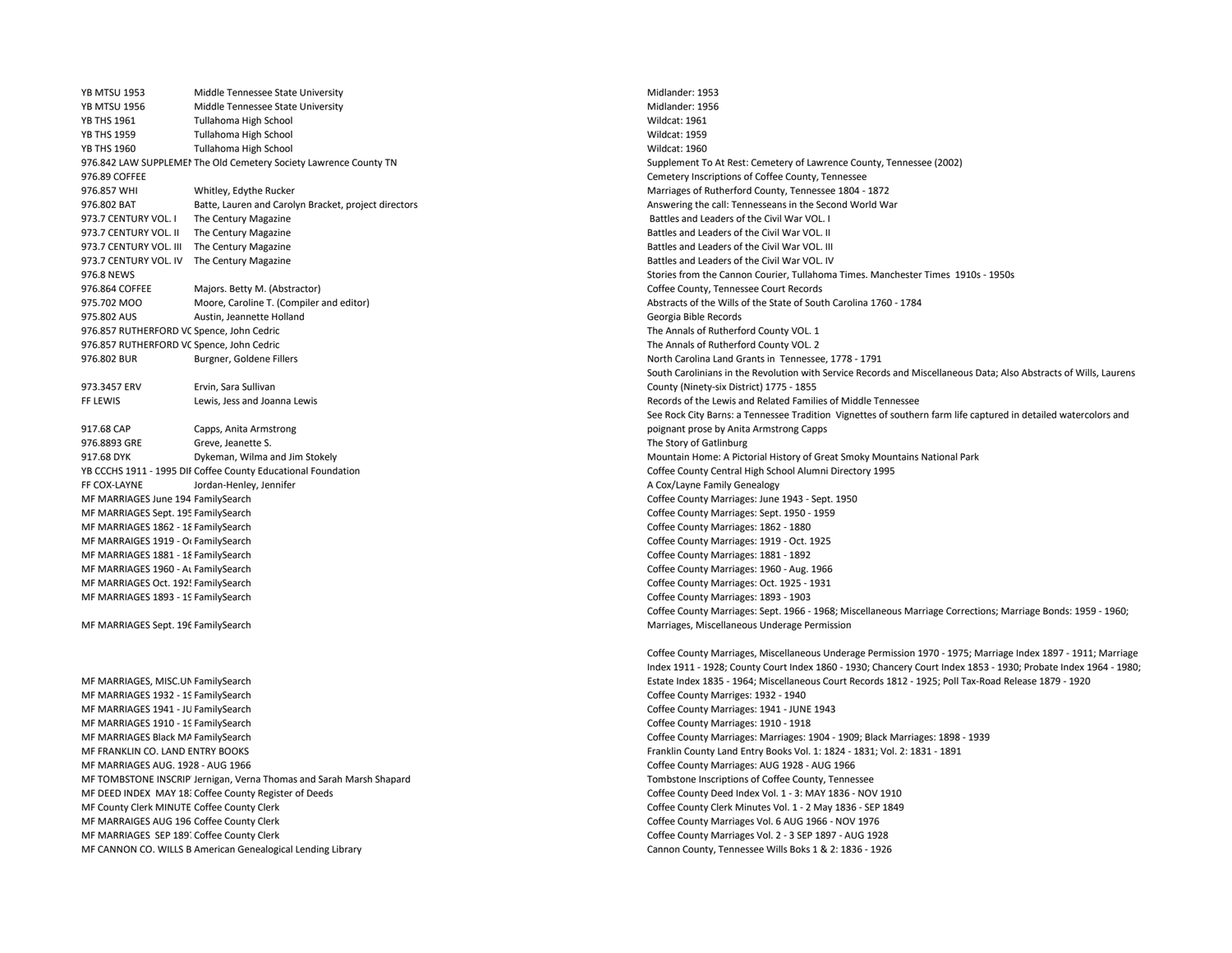| | | |
|---|---|---|
| YB MTSU 1953 | Middle Tennessee State University | Midlander: 1953 |
| YB MTSU 1956 | Middle Tennessee State University | Midlander: 1956 |
| YB THS 1961 | Tullahoma High School | Wildcat: 1961 |
| YB THS 1959 | Tullahoma High School | Wildcat: 1959 |
| YB THS 1960 | Tullahoma High School | Wildcat: 1960 |
| 976.842 LAW SUPPLEMEN | The Old Cemetery Society Lawrence County TN | Supplement To At Rest: Cemetery of Lawrence County, Tennessee (2002) |
| 976.89 COFFEE | | Cemetery Inscriptions of Coffee County, Tennessee |
| 976.857 WHI | Whitley, Edythe Rucker | Marriages of Rutherford County, Tennessee 1804 - 1872 |
| 976.802 BAT | Batte, Lauren and Carolyn Bracket, project directors | Answering the call: Tennesseans in the Second World War |
| 973.7 CENTURY VOL. I | The Century Magazine | Battles and Leaders of the Civil War VOL. I |
| 973.7 CENTURY VOL. II | The Century Magazine | Battles and Leaders of the Civil War VOL. II |
| 973.7 CENTURY VOL. III | The Century Magazine | Battles and Leaders of the Civil War VOL. III |
| 973.7 CENTURY VOL. IV | The Century Magazine | Battles and Leaders of the Civil War VOL. IV |
| 976.8 NEWS | | Stories from the Cannon Courier, Tullahoma Times. Manchester Times 1910s - 1950s |
| 976.864 COFFEE | Majors. Betty M. (Abstractor) | Coffee County, Tennessee Court Records |
| 975.702 MOO | Moore, Caroline T. (Compiler and editor) | Abstracts of the Wills of the State of South Carolina 1760 - 1784 |
| 975.802 AUS | Austin, Jeannette Holland | Georgia Bible Records |
| 976.857 RUTHERFORD VO | Spence, John Cedric | The Annals of Rutherford County VOL. 1 |
| 976.857 RUTHERFORD VO | Spence, John Cedric | The Annals of Rutherford County VOL. 2 |
| 976.802 BUR | Burgner, Goldene Fillers | North Carolina Land Grants in Tennessee, 1778 - 1791 |
| 973.3457 ERV | Ervin, Sara Sullivan | South Carolinians in the Revolution with Service Records and Miscellaneous Data; Also Abstracts of Wills, Laurens County (Ninety-six District) 1775 - 1855 |
| FF LEWIS | Lewis, Jess and Joanna Lewis | Records of the Lewis and Related Families of Middle Tennessee |
| 917.68 CAP | Capps, Anita Armstrong | See Rock City Barns: a Tennessee Tradition Vignettes of southern farm life captured in detailed watercolors and poignant prose by Anita Armstrong Capps |
| 976.8893 GRE | Greve, Jeanette S. | The Story of Gatlinburg |
| 917.68 DYK | Dykeman, Wilma and Jim Stokely | Mountain Home: A Pictorial History of Great Smoky Mountains National Park |
| YB CCCHS 1911 - 1995 DIF | Coffee County Educational Foundation | Coffee County Central High School Alumni Directory 1995 |
| FF COX-LAYNE | Jordan-Henley, Jennifer | A Cox/Layne Family Genealogy |
| MF MARRIAGES June 194 | FamilySearch | Coffee County Marriages: June 1943 - Sept. 1950 |
| MF MARRIAGES Sept. 195 | FamilySearch | Coffee County Marriages: Sept. 1950 - 1959 |
| MF MARRIAGES 1862 - 18 | FamilySearch | Coffee County Marriages: 1862 - 1880 |
| MF MARRIAGES 1919 - Oc | FamilySearch | Coffee County Marriages: 1919 - Oct. 1925 |
| MF MARRIAGES 1881 - 18 | FamilySearch | Coffee County Marriages: 1881 - 1892 |
| MF MARRIAGES 1960 - Au | FamilySearch | Coffee County Marriages: 1960 - Aug. 1966 |
| MF MARRIAGES Oct. 192 | FamilySearch | Coffee County Marriages: Oct. 1925 - 1931 |
| MF MARRIAGES 1893 - 19 | FamilySearch | Coffee County Marriages: 1893 - 1903 |
| MF MARRIAGES Sept. 196 | FamilySearch | Coffee County Marriages: Sept. 1966 - 1968; Miscellaneous Marriage Corrections; Marriage Bonds: 1959 - 1960; Marriages, Miscellaneous Underage Permission |
| MF MARRIAGES, MISC.UN | FamilySearch | Coffee County Marriages, Miscellaneous Underage Permission 1970 - 1975; Marriage Index 1897 - 1911; Marriage Index 1911 - 1928; County Court Index 1860 - 1930; Chancery Court Index 1853 - 1930; Probate Index 1964 - 1980; Estate Index 1835 - 1964; Miscellaneous Court Records 1812 - 1925; Poll Tax-Road Release 1879 - 1920 |
| MF MARRIAGES 1932 - 19 | FamilySearch | Coffee County Marriges: 1932 - 1940 |
| MF MARRIAGES 1941 - JU | FamilySearch | Coffee County Marriages: 1941 - JUNE 1943 |
| MF MARRIAGES 1910 - 19 | FamilySearch | Coffee County Marriages: 1910 - 1918 |
| MF MARRIAGES Black MA | FamilySearch | Coffee County Marriages: Marriages: 1904 - 1909; Black Marriages: 1898 - 1939 |
| MF FRANKLIN CO. LAND ENTRY BOOKS | | Franklin County Land Entry Books Vol. 1: 1824 - 1831; Vol. 2: 1831 - 1891 |
| MF MARRIAGES AUG. 1928 - AUG 1966 | | Coffee County Marriages: AUG 1928 - AUG 1966 |
| MF TOMBSTONE INSCRIP | Jernigan, Verna Thomas and Sarah Marsh Shapard | Tombstone Inscriptions of Coffee County, Tennessee |
| MF DEED INDEX MAY 18 | Coffee County Register of Deeds | Coffee County Deed Index Vol. 1 - 3: MAY 1836 - NOV 1910 |
| MF County Clerk MINUTE | Coffee County Clerk | Coffee County Clerk Minutes Vol. 1 - 2 May 1836 - SEP 1849 |
| MF MARRAIGES AUG 196 | Coffee County Clerk | Coffee County Marriages Vol. 6 AUG 1966 - NOV 1976 |
| MF MARRIAGES SEP 189 | Coffee County Clerk | Coffee County Marriages Vol. 2 - 3 SEP 1897 - AUG 1928 |
| MF CANNON CO. WILLS B | American Genealogical Lending Library | Cannon County, Tennessee Wills Boks 1 & 2: 1836 - 1926 |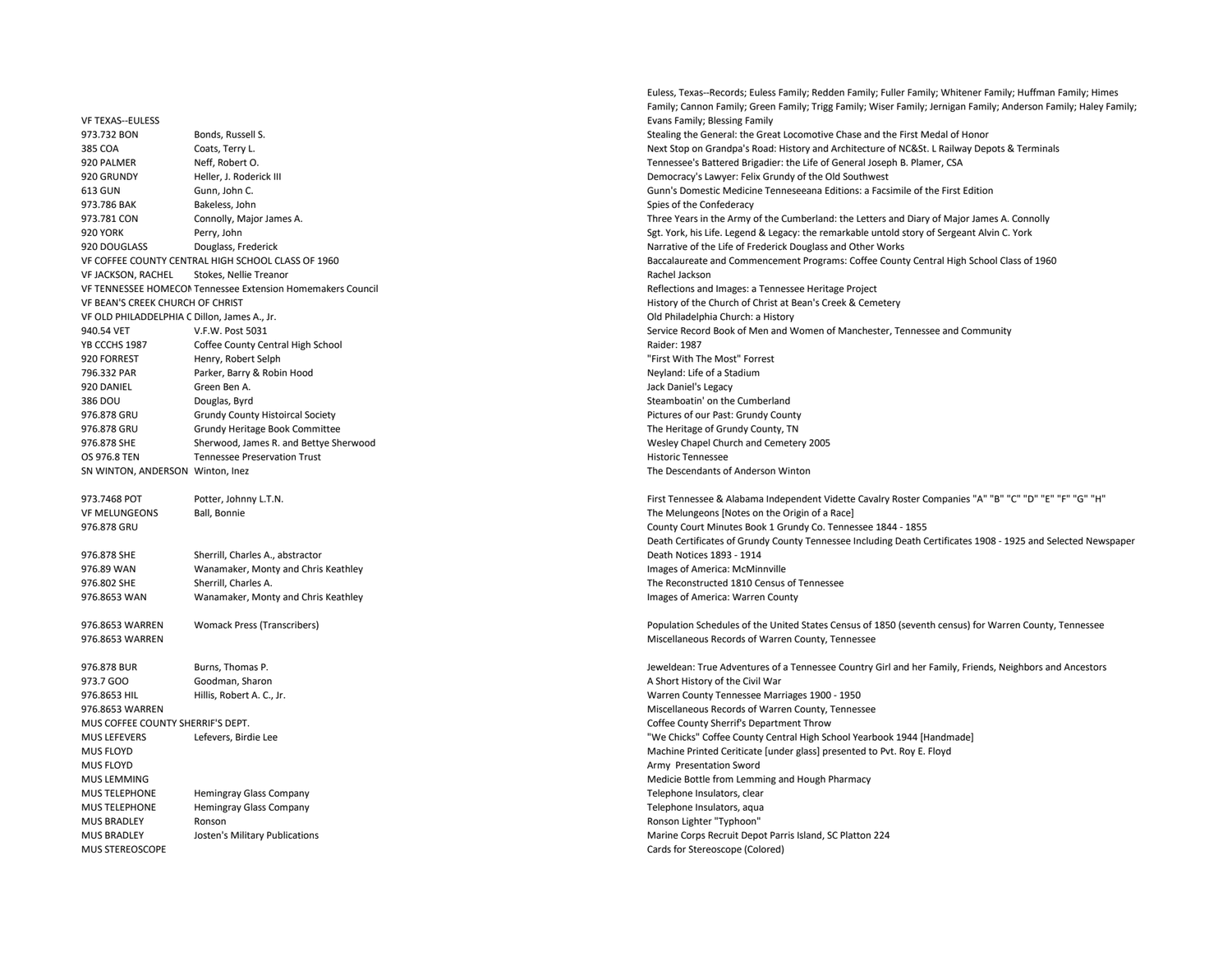| | | |
|---|---|---|
| VF TEXAS--EULESS | | Euless, Texas--Records; Euless Family; Redden Family; Fuller Family; Whitener Family; Huffman Family; Himes Family; Cannon Family; Green Family; Trigg Family; Wiser Family; Jernigan Family; Anderson Family; Haley Family; Evans Family; Blessing Family |
| 973.732 BON | Bonds, Russell S. | Stealing the General: the Great Locomotive Chase and the First Medal of Honor |
| 385 COA | Coats, Terry L. | Next Stop on Grandpa's Road: History and Architecture of NC&St. L Railway Depots & Terminals |
| 920 PALMER | Neff, Robert O. | Tennessee's Battered Brigadier: the Life of General Joseph B. Plamer, CSA |
| 920 GRUNDY | Heller, J. Roderick III | Democracy's Lawyer: Felix Grundy of the Old Southwest |
| 613 GUN | Gunn, John C. | Gunn's Domestic Medicine Tenneseeana Editions: a Facsimile of the First Edition |
| 973.786 BAK | Bakeless, John | Spies of the Confederacy |
| 973.781 CON | Connolly, Major James A. | Three Years in the Army of the Cumberland: the Letters and Diary of Major James A. Connolly |
| 920 YORK | Perry, John | Sgt. York, his Life. Legend & Legacy: the remarkable untold story of Sergeant Alvin C. York |
| 920 DOUGLASS | Douglass, Frederick | Narrative of the Life of Frederick Douglass and Other Works |
| VF COFFEE COUNTY CENTRAL HIGH SCHOOL CLASS OF 1960 | | Baccalaureate and Commencement Programs: Coffee County Central High School Class of 1960 |
| VF JACKSON, RACHEL | Stokes, Nellie Treanor | Rachel Jackson |
| VF TENNESSEE HOMECON | Tennessee Extension Homemakers Council | Reflections and Images: a Tennessee Heritage Project |
| VF BEAN'S CREEK CHURCH OF CHRIST | | History of the Church of Christ at Bean's Creek & Cemetery |
| VF OLD PHILADELPHIA C | Dillon, James A., Jr. | Old Philadelphia Church: a History |
| 940.54 VET | V.F.W. Post 5031 | Service Record Book of Men and Women of Manchester, Tennessee and Community |
| YB CCCHS 1987 | Coffee County Central High School | Raider: 1987 |
| 920 FORREST | Henry, Robert Selph | "First With The Most" Forrest |
| 796.332 PAR | Parker, Barry & Robin Hood | Neyland: Life of a Stadium |
| 920 DANIEL | Green Ben A. | Jack Daniel's Legacy |
| 386 DOU | Douglas, Byrd | Steamboatin' on the Cumberland |
| 976.878 GRU | Grundy County Histoircal Society | Pictures of our Past: Grundy County |
| 976.878 GRU | Grundy Heritage Book Committee | The Heritage of Grundy County, TN |
| 976.878 SHE | Sherwood, James R. and Bettye Sherwood | Wesley Chapel Church and Cemetery 2005 |
| OS 976.8 TEN | Tennessee Preservation Trust | Historic Tennessee |
| SN WINTON, ANDERSON | Winton, Inez | The Descendants of Anderson Winton |
| 973.7468 POT | Potter, Johnny L.T.N. | First Tennessee & Alabama Independent Vidette Cavalry Roster Companies "A" "B" "C" "D" "E" "F" "G" "H" |
| VF MELUNGEONS | Ball, Bonnie | The Melungeons [Notes on the Origin of a Race] |
| 976.878 GRU | | County Court Minutes Book 1 Grundy Co. Tennessee 1844 - 1855 |
| 976.878 SHE | Sherrill, Charles A., abstractor | Death Certificates of Grundy County Tennessee Including Death Certificates 1908 - 1925 and Selected Newspaper Death Notices 1893 - 1914 |
| 976.89 WAN | Wanamaker, Monty and Chris Keathley | Images of America: McMinnville |
| 976.802 SHE | Sherrill, Charles A. | The Reconstructed 1810 Census of Tennessee |
| 976.8653 WAN | Wanamaker, Monty and Chris Keathley | Images of America: Warren County |
| 976.8653 WARREN | Womack Press (Transcribers) | Population Schedules of the United States Census of 1850 (seventh census) for Warren County, Tennessee |
| 976.8653 WARREN | | Miscellaneous Records of Warren County, Tennessee |
| 976.878 BUR | Burns, Thomas P. | Jeweldean: True Adventures of a Tennessee Country Girl and her Family, Friends, Neighbors and Ancestors |
| 973.7 GOO | Goodman, Sharon | A Short History of the Civil War |
| 976.8653 HIL | Hillis, Robert A. C., Jr. | Warren County Tennessee Marriages 1900 - 1950 |
| 976.8653 WARREN | | Miscellaneous Records of Warren County, Tennessee |
| MUS COFFEE COUNTY SHERRIF'S DEPT. | | Coffee County Sherrif's Department Throw |
| MUS LEFEVERS | Lefevers, Birdie Lee | "We Chicks" Coffee County Central High School Yearbook 1944 [Handmade] |
| MUS FLOYD | | Machine Printed Ceriticate [under glass] presented to Pvt. Roy E. Floyd |
| MUS FLOYD | | Army Presentation Sword |
| MUS LEMMING | | Medicie Bottle from Lemming and Hough Pharmacy |
| MUS TELEPHONE | Hemingray Glass Company | Telephone Insulators, clear |
| MUS TELEPHONE | Hemingray Glass Company | Telephone Insulators, aqua |
| MUS BRADLEY | Ronson | Ronson Lighter "Typhoon" |
| MUS BRADLEY | Josten's Military Publications | Marine Corps Recruit Depot Parris Island, SC Platton 224 |
| MUS STEREOSCOPE | | Cards for Stereoscope (Colored) |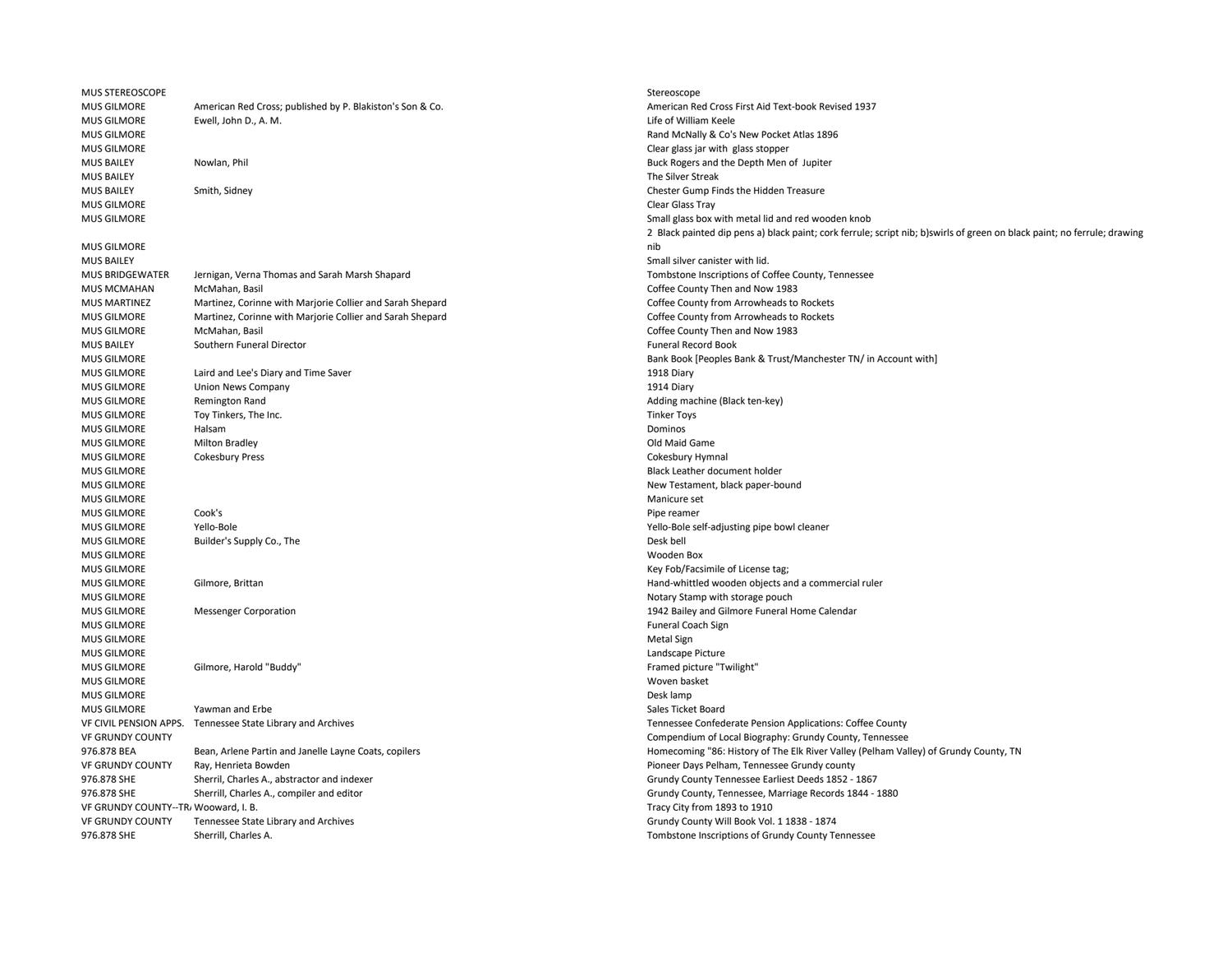| | | |
|---|---|---|
| MUS STEREOSCOPE | | Stereoscope |
| MUS GILMORE | American Red Cross; published by P. Blakiston's Son & Co. | American Red Cross First Aid Text-book Revised 1937 |
| MUS GILMORE | Ewell, John D., A. M. | Life of William Keele |
| MUS GILMORE | | Rand McNally & Co's New Pocket Atlas 1896 |
| MUS GILMORE | | Clear glass jar with glass stopper |
| MUS BAILEY | Nowlan, Phil | Buck Rogers and the Depth Men of Jupiter |
| MUS BAILEY | | The Silver Streak |
| MUS BAILEY | Smith, Sidney | Chester Gump Finds the Hidden Treasure |
| MUS GILMORE | | Clear Glass Tray |
| MUS GILMORE | | Small glass box with metal lid and red wooden knob |
| MUS GILMORE | | 2 Black painted dip pens a) black paint; cork ferrule; script nib; b)swirls of green on black paint; no ferrule; drawing nib |
| MUS BAILEY | | Small silver canister with lid. |
| MUS BRIDGEWATER | Jernigan, Verna Thomas and Sarah Marsh Shapard | Tombstone Inscriptions of Coffee County, Tennessee |
| MUS MCMAHAN | McMahan, Basil | Coffee County Then and Now 1983 |
| MUS MARTINEZ | Martinez, Corinne with Marjorie Collier and Sarah Shepard | Coffee County from Arrowheads to Rockets |
| MUS GILMORE | Martinez, Corinne with Marjorie Collier and Sarah Shepard | Coffee County from Arrowheads to Rockets |
| MUS GILMORE | McMahan, Basil | Coffee County Then and Now 1983 |
| MUS BAILEY | Southern Funeral Director | Funeral Record Book |
| MUS GILMORE | | Bank Book [Peoples Bank & Trust/Manchester TN/ in Account with] |
| MUS GILMORE | Laird and Lee's Diary and Time Saver | 1918 Diary |
| MUS GILMORE | Union News Company | 1914 Diary |
| MUS GILMORE | Remington Rand | Adding machine (Black ten-key) |
| MUS GILMORE | Toy Tinkers, The Inc. | Tinker Toys |
| MUS GILMORE | Halsam | Dominos |
| MUS GILMORE | Milton Bradley | Old Maid Game |
| MUS GILMORE | Cokesbury Press | Cokesbury Hymnal |
| MUS GILMORE | | Black Leather document holder |
| MUS GILMORE | | New Testament, black paper-bound |
| MUS GILMORE | | Manicure set |
| MUS GILMORE | Cook's | Pipe reamer |
| MUS GILMORE | Yello-Bole | Yello-Bole self-adjusting pipe bowl cleaner |
| MUS GILMORE | Builder's Supply Co., The | Desk bell |
| MUS GILMORE | | Wooden Box |
| MUS GILMORE | | Key Fob/Facsimile of License tag; |
| MUS GILMORE | Gilmore, Brittan | Hand-whittled wooden objects and a commercial ruler |
| MUS GILMORE | | Notary Stamp with storage pouch |
| MUS GILMORE | Messenger Corporation | 1942 Bailey and Gilmore Funeral Home Calendar |
| MUS GILMORE | | Funeral Coach Sign |
| MUS GILMORE | | Metal Sign |
| MUS GILMORE | | Landscape Picture |
| MUS GILMORE | Gilmore, Harold "Buddy" | Framed picture "Twilight" |
| MUS GILMORE | | Woven basket |
| MUS GILMORE | | Desk lamp |
| MUS GILMORE | Yawman and Erbe | Sales Ticket Board |
| VF CIVIL PENSION APPS. | Tennessee State Library and Archives | Tennessee Confederate Pension Applications: Coffee County |
| VF GRUNDY COUNTY | | Compendium of Local Biography: Grundy County, Tennessee |
| 976.878 BEA | Bean, Arlene Partin and Janelle Layne Coats, copilers | Homecoming "86: History of The Elk River Valley (Pelham Valley) of Grundy County, TN |
| VF GRUNDY COUNTY | Ray, Henrieta Bowden | Pioneer Days Pelham, Tennessee Grundy county |
| 976.878 SHE | Sherril, Charles A., abstractor and indexer | Grundy County Tennessee Earliest Deeds 1852 - 1867 |
| 976.878 SHE | Sherrill, Charles A., compiler and editor | Grundy County, Tennessee, Marriage Records 1844 - 1880 |
| VF GRUNDY COUNTY--TR | Wooward, I. B. | Tracy City from 1893 to 1910 |
| VF GRUNDY COUNTY | Tennessee State Library and Archives | Grundy County Will Book Vol. 1 1838 - 1874 |
| 976.878 SHE | Sherrill, Charles A. | Tombstone Inscriptions of Grundy County Tennessee |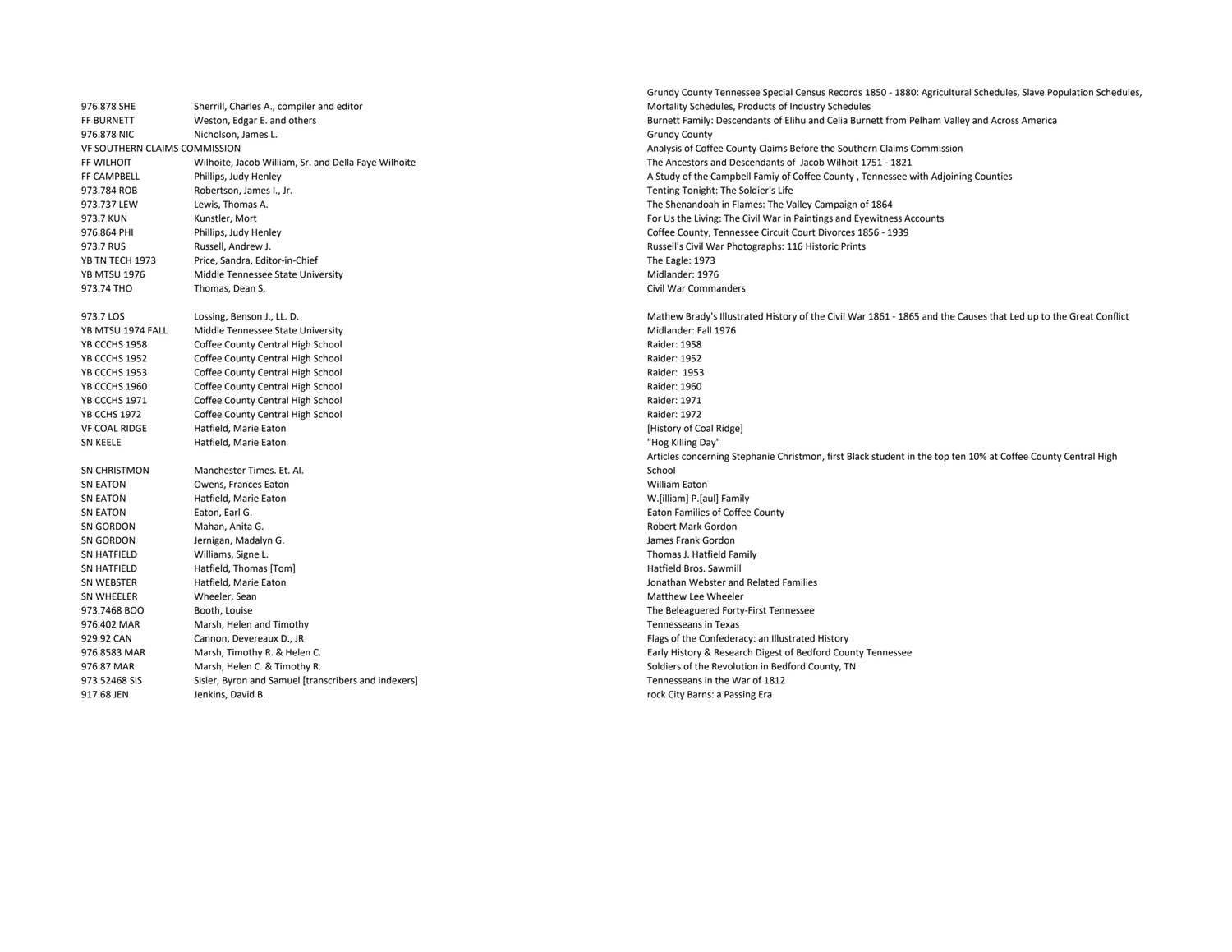| | | |
|---|---|---|
| 976.878 SHE | Sherrill, Charles A., compiler and editor | Grundy County Tennessee Special Census Records 1850 - 1880: Agricultural Schedules, Slave Population Schedules, Mortality Schedules, Products of Industry Schedules |
| FF BURNETT | Weston, Edgar E. and others | Burnett Family: Descendants of Elihu and Celia Burnett from Pelham Valley and Across America |
| 976.878 NIC | Nicholson, James L. | Grundy County |
| VF SOUTHERN CLAIMS COMMISSION | | Analysis of Coffee County Claims Before the Southern Claims Commission |
| FF WILHOIT | Wilhoite, Jacob William, Sr. and Della Faye Wilhoite | The Ancestors and Descendants of Jacob Wilhoit 1751 - 1821 |
| FF CAMPBELL | Phillips, Judy Henley | A Study of the Campbell Famiy of Coffee County , Tennessee with Adjoining Counties |
| 973.784 ROB | Robertson, James I., Jr. | Tenting Tonight: The Soldier's Life |
| 973.737 LEW | Lewis, Thomas A. | The Shenandoah in Flames: The Valley Campaign of 1864 |
| 973.7 KUN | Kunstler, Mort | For Us the Living: The Civil War in Paintings and Eyewitness Accounts |
| 976.864 PHI | Phillips, Judy Henley | Coffee County, Tennessee Circuit Court Divorces 1856 - 1939 |
| 973.7 RUS | Russell, Andrew J. | Russell's Civil War Photographs: 116 Historic Prints |
| YB TN TECH 1973 | Price, Sandra, Editor-in-Chief | The Eagle: 1973 |
| YB MTSU 1976 | Middle Tennessee State University | Midlander: 1976 |
| 973.74 THO | Thomas, Dean S. | Civil War Commanders |
| 973.7 LOS | Lossing, Benson J., LL. D. | Mathew Brady's Illustrated History of the Civil War 1861 - 1865 and the Causes that Led up to the Great Conflict |
| YB MTSU 1974 FALL | Middle Tennessee State University | Midlander: Fall 1976 |
| YB CCCHS 1958 | Coffee County Central High School | Raider: 1958 |
| YB CCCHS 1952 | Coffee County Central High School | Raider: 1952 |
| YB CCCHS 1953 | Coffee County Central High School | Raider: 1953 |
| YB CCCHS 1960 | Coffee County Central High School | Raider: 1960 |
| YB CCCHS 1971 | Coffee County Central High School | Raider: 1971 |
| YB CCHS 1972 | Coffee County Central High School | Raider: 1972 |
| VF COAL RIDGE | Hatfield, Marie Eaton | [History of Coal Ridge] |
| SN KEELE | Hatfield, Marie Eaton | "Hog Killing Day" |
| SN CHRISTMON | Manchester Times. Et. Al. | Articles concerning Stephanie Christmon, first Black student in the top ten 10% at Coffee County Central High School |
| SN EATON | Owens, Frances Eaton | William Eaton |
| SN EATON | Hatfield, Marie Eaton | W.[illiam] P.[aul] Family |
| SN EATON | Eaton, Earl G. | Eaton Families of Coffee County |
| SN GORDON | Mahan, Anita G. | Robert Mark Gordon |
| SN GORDON | Jernigan, Madalyn G. | James Frank Gordon |
| SN HATFIELD | Williams, Signe L. | Thomas J. Hatfield Family |
| SN HATFIELD | Hatfield, Thomas [Tom] | Hatfield Bros. Sawmill |
| SN WEBSTER | Hatfield, Marie Eaton | Jonathan Webster and Related Families |
| SN WHEELER | Wheeler, Sean | Matthew Lee Wheeler |
| 973.7468 BOO | Booth, Louise | The Beleaguered Forty-First Tennessee |
| 976.402 MAR | Marsh, Helen and Timothy | Tennesseans in Texas |
| 929.92 CAN | Cannon, Devereaux D., JR | Flags of the Confederacy: an Illustrated History |
| 976.8583 MAR | Marsh, Timothy R. & Helen C. | Early History & Research Digest of Bedford County Tennessee |
| 976.87 MAR | Marsh, Helen C. & Timothy R. | Soldiers of the Revolution in Bedford County, TN |
| 973.52468 SIS | Sisler, Byron and Samuel [transcribers and indexers] | Tennesseans in the War of 1812 |
| 917.68 JEN | Jenkins, David B. | rock City Barns: a Passing Era |